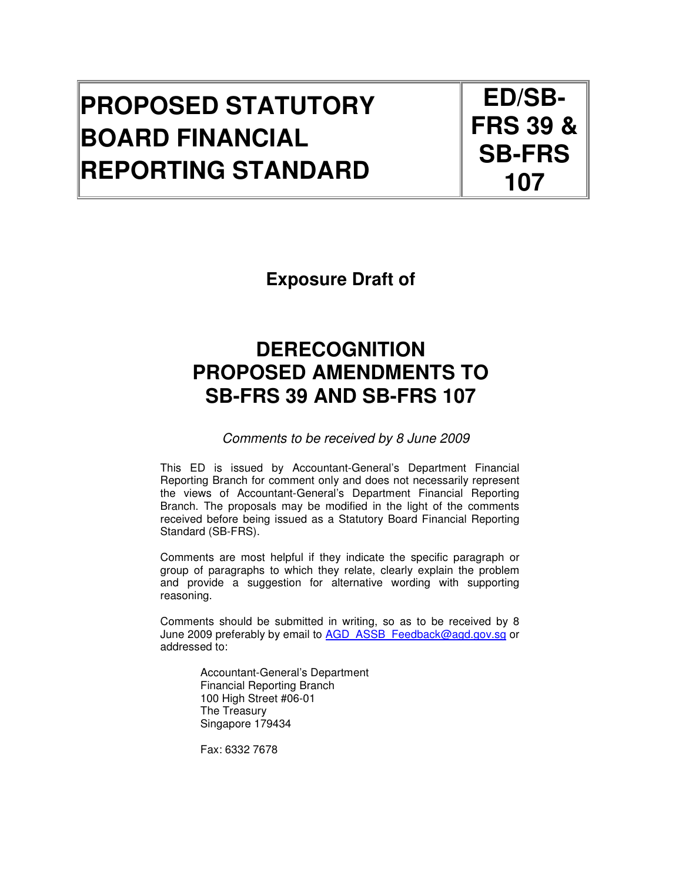| PROPOSED STATUTORY BOARD FINANCIAL REPORTING STANDARD | ED/SB-FRS 39 & SB-FRS 107 |
|---|---|

## Exposure Draft of

# DERECOGNITION
# PROPOSED AMENDMENTS TO SB-FRS 39 AND SB-FRS 107

*Comments to be received by 8 June 2009*

This ED is issued by Accountant-General's Department Financial Reporting Branch for comment only and does not necessarily represent the views of Accountant-General's Department Financial Reporting Branch. The proposals may be modified in the light of the comments received before being issued as a Statutory Board Financial Reporting Standard (SB-FRS).

Comments are most helpful if they indicate the specific paragraph or group of paragraphs to which they relate, clearly explain the problem and provide a suggestion for alternative wording with supporting reasoning.

Comments should be submitted in writing, so as to be received by 8 June 2009 preferably by email to AGD_ASSB_Feedback@agd.gov.sg or addressed to:

Accountant-General's Department
Financial Reporting Branch
100 High Street #06-01
The Treasury
Singapore 179434

Fax: 6332 7678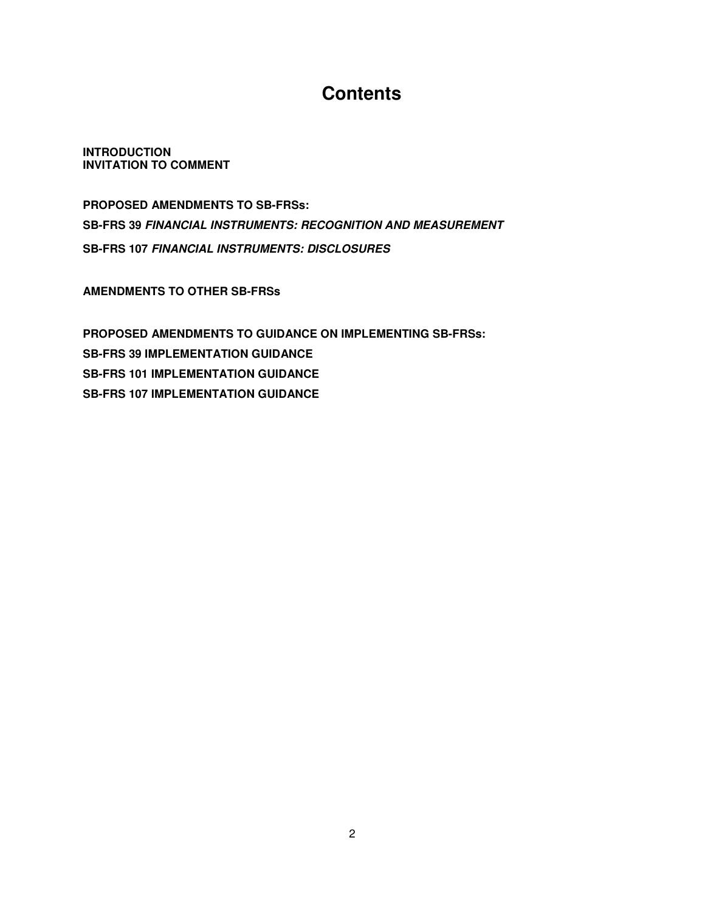# Contents

**INTRODUCTION**
**INVITATION TO COMMENT**

**PROPOSED AMENDMENTS TO SB-FRSs:**

**SB-FRS 39 *FINANCIAL INSTRUMENTS: RECOGNITION AND MEASUREMENT***

**SB-FRS 107 *FINANCIAL INSTRUMENTS: DISCLOSURES***

**AMENDMENTS TO OTHER SB-FRSs**

**PROPOSED AMENDMENTS TO GUIDANCE ON IMPLEMENTING SB-FRSs:**

**SB-FRS 39 IMPLEMENTATION GUIDANCE**

**SB-FRS 101 IMPLEMENTATION GUIDANCE**

**SB-FRS 107 IMPLEMENTATION GUIDANCE**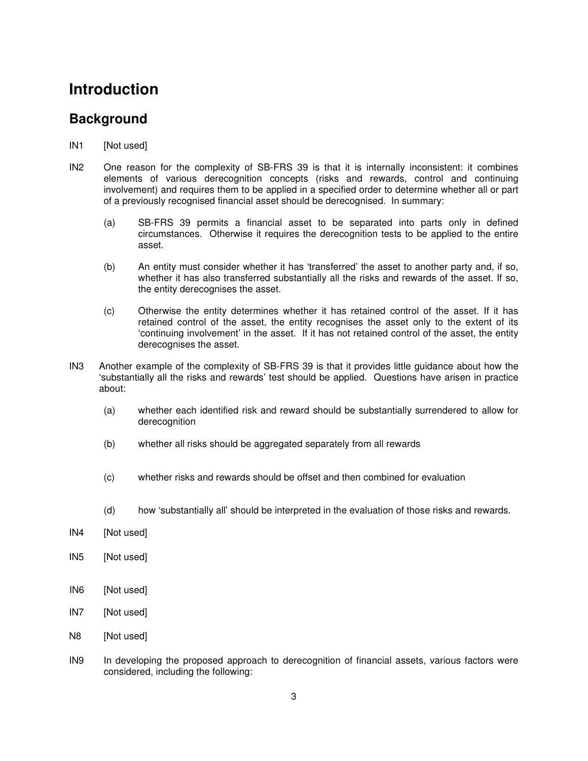# Introduction

## Background

IN1 [Not used]

IN2 One reason for the complexity of SB-FRS 39 is that it is internally inconsistent: it combines elements of various derecognition concepts (risks and rewards, control and continuing involvement) and requires them to be applied in a specified order to determine whether all or part of a previously recognised financial asset should be derecognised. In summary:

- (a) SB-FRS 39 permits a financial asset to be separated into parts only in defined circumstances. Otherwise it requires the derecognition tests to be applied to the entire asset.
- (b) An entity must consider whether it has 'transferred' the asset to another party and, if so, whether it has also transferred substantially all the risks and rewards of the asset. If so, the entity derecognises the asset.
- (c) Otherwise the entity determines whether it has retained control of the asset. If it has retained control of the asset, the entity recognises the asset only to the extent of its 'continuing involvement' in the asset. If it has not retained control of the asset, the entity derecognises the asset.

IN3 Another example of the complexity of SB-FRS 39 is that it provides little guidance about how the 'substantially all the risks and rewards' test should be applied. Questions have arisen in practice about:

- (a) whether each identified risk and reward should be substantially surrendered to allow for derecognition
- (b) whether all risks should be aggregated separately from all rewards
- (c) whether risks and rewards should be offset and then combined for evaluation
- (d) how 'substantially all' should be interpreted in the evaluation of those risks and rewards.

IN4 [Not used]

IN5 [Not used]

IN6 [Not used]

IN7 [Not used]

N8 [Not used]

IN9 In developing the proposed approach to derecognition of financial assets, various factors were considered, including the following: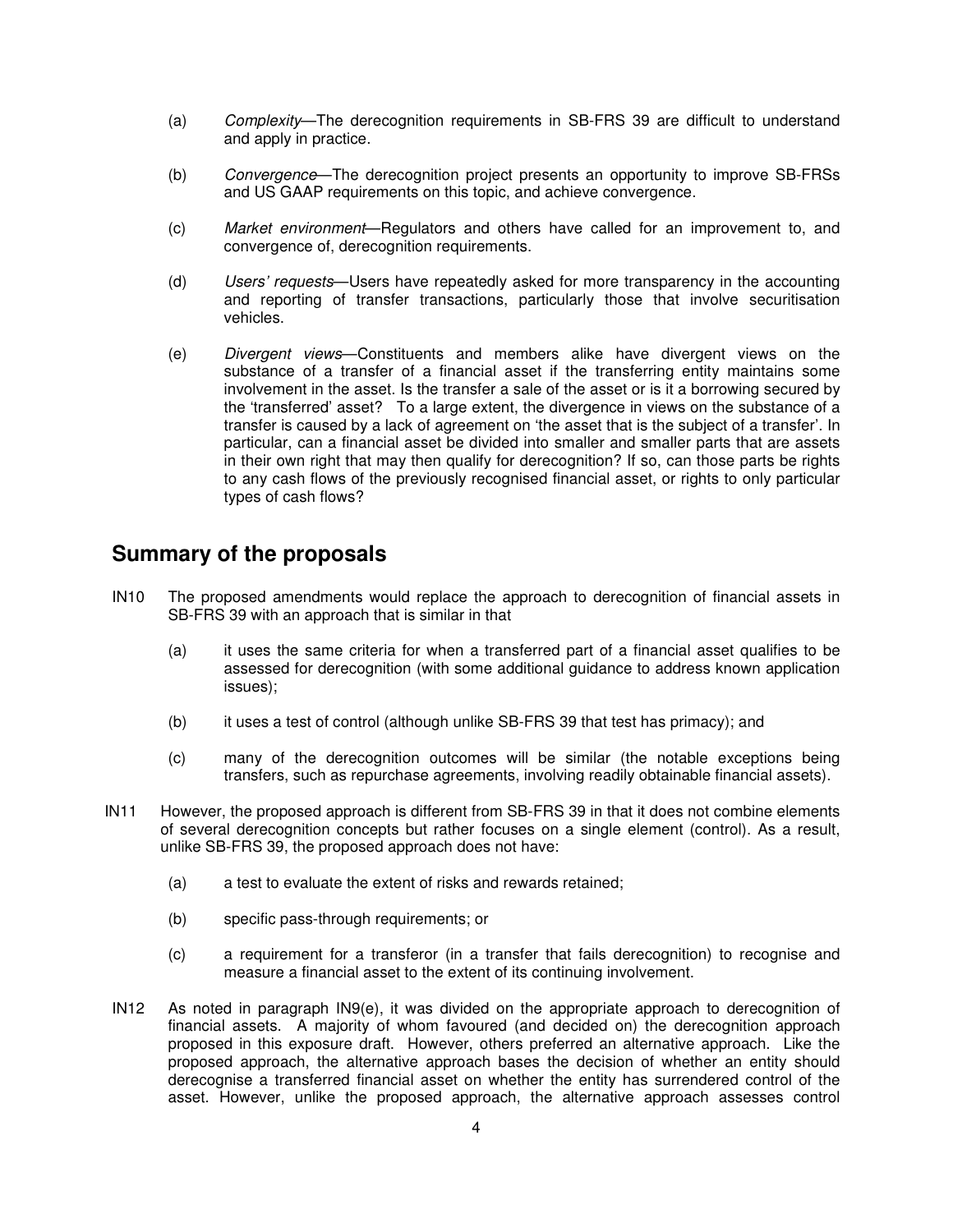(a) *Complexity*—The derecognition requirements in SB-FRS 39 are difficult to understand and apply in practice.

(b) *Convergence*—The derecognition project presents an opportunity to improve SB-FRSs and US GAAP requirements on this topic, and achieve convergence.

(c) *Market environment*—Regulators and others have called for an improvement to, and convergence of, derecognition requirements.

(d) *Users' requests*—Users have repeatedly asked for more transparency in the accounting and reporting of transfer transactions, particularly those that involve securitisation vehicles.

(e) *Divergent views*—Constituents and members alike have divergent views on the substance of a transfer of a financial asset if the transferring entity maintains some involvement in the asset. Is the transfer a sale of the asset or is it a borrowing secured by the 'transferred' asset? To a large extent, the divergence in views on the substance of a transfer is caused by a lack of agreement on 'the asset that is the subject of a transfer'. In particular, can a financial asset be divided into smaller and smaller parts that are assets in their own right that may then qualify for derecognition? If so, can those parts be rights to any cash flows of the previously recognised financial asset, or rights to only particular types of cash flows?

## Summary of the proposals

IN10 The proposed amendments would replace the approach to derecognition of financial assets in SB-FRS 39 with an approach that is similar in that

(a) it uses the same criteria for when a transferred part of a financial asset qualifies to be assessed for derecognition (with some additional guidance to address known application issues);

(b) it uses a test of control (although unlike SB-FRS 39 that test has primacy); and

(c) many of the derecognition outcomes will be similar (the notable exceptions being transfers, such as repurchase agreements, involving readily obtainable financial assets).

IN11 However, the proposed approach is different from SB-FRS 39 in that it does not combine elements of several derecognition concepts but rather focuses on a single element (control). As a result, unlike SB-FRS 39, the proposed approach does not have:

(a) a test to evaluate the extent of risks and rewards retained;

(b) specific pass-through requirements; or

(c) a requirement for a transferor (in a transfer that fails derecognition) to recognise and measure a financial asset to the extent of its continuing involvement.

IN12 As noted in paragraph IN9(e), it was divided on the appropriate approach to derecognition of financial assets. A majority of whom favoured (and decided on) the derecognition approach proposed in this exposure draft. However, others preferred an alternative approach. Like the proposed approach, the alternative approach bases the decision of whether an entity should derecognise a transferred financial asset on whether the entity has surrendered control of the asset. However, unlike the proposed approach, the alternative approach assesses control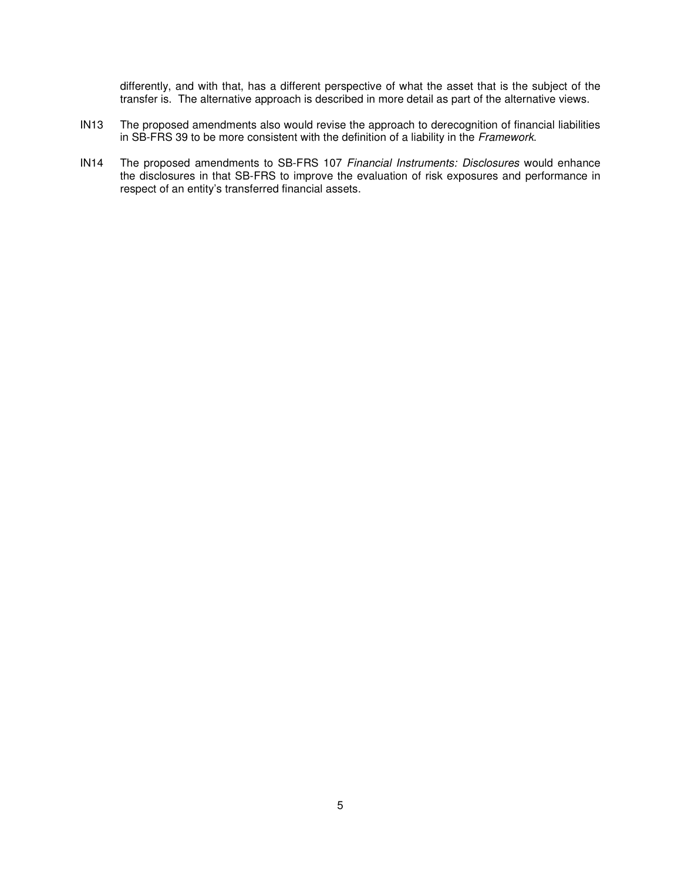differently, and with that, has a different perspective of what the asset that is the subject of the transfer is. The alternative approach is described in more detail as part of the alternative views.

IN13 The proposed amendments also would revise the approach to derecognition of financial liabilities in SB-FRS 39 to be more consistent with the definition of a liability in the *Framework*.

IN14 The proposed amendments to SB-FRS 107 *Financial Instruments: Disclosures* would enhance the disclosures in that SB-FRS to improve the evaluation of risk exposures and performance in respect of an entity's transferred financial assets.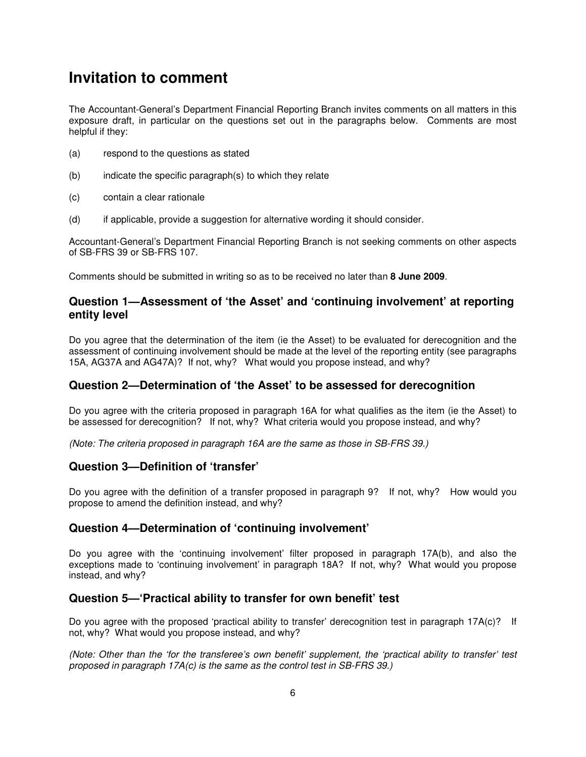# Invitation to comment

The Accountant-General's Department Financial Reporting Branch invites comments on all matters in this exposure draft, in particular on the questions set out in the paragraphs below. Comments are most helpful if they:

(a) respond to the questions as stated

(b) indicate the specific paragraph(s) to which they relate

(c) contain a clear rationale

(d) if applicable, provide a suggestion for alternative wording it should consider.

Accountant-General's Department Financial Reporting Branch is not seeking comments on other aspects of SB-FRS 39 or SB-FRS 107.

Comments should be submitted in writing so as to be received no later than **8 June 2009**.

## Question 1—Assessment of 'the Asset' and 'continuing involvement' at reporting entity level

Do you agree that the determination of the item (ie the Asset) to be evaluated for derecognition and the assessment of continuing involvement should be made at the level of the reporting entity (see paragraphs 15A, AG37A and AG47A)? If not, why? What would you propose instead, and why?

## Question 2—Determination of 'the Asset' to be assessed for derecognition

Do you agree with the criteria proposed in paragraph 16A for what qualifies as the item (ie the Asset) to be assessed for derecognition? If not, why? What criteria would you propose instead, and why?

*(Note: The criteria proposed in paragraph 16A are the same as those in SB-FRS 39.)*

## Question 3—Definition of 'transfer'

Do you agree with the definition of a transfer proposed in paragraph 9? If not, why? How would you propose to amend the definition instead, and why?

## Question 4—Determination of 'continuing involvement'

Do you agree with the 'continuing involvement' filter proposed in paragraph 17A(b), and also the exceptions made to 'continuing involvement' in paragraph 18A? If not, why? What would you propose instead, and why?

## Question 5—'Practical ability to transfer for own benefit' test

Do you agree with the proposed 'practical ability to transfer' derecognition test in paragraph 17A(c)? If not, why? What would you propose instead, and why?

*(Note: Other than the 'for the transferee's own benefit' supplement, the 'practical ability to transfer' test proposed in paragraph 17A(c) is the same as the control test in SB-FRS 39.)*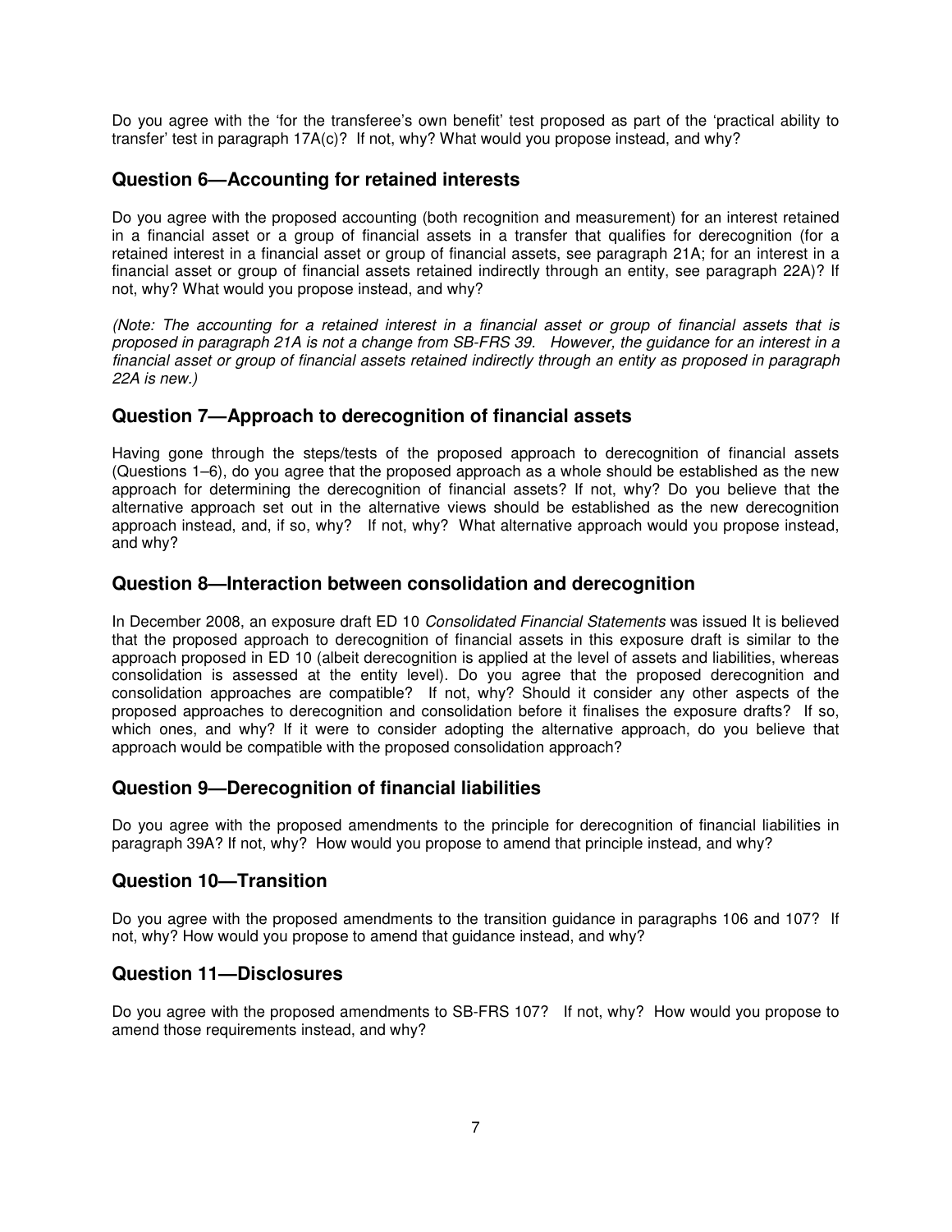Do you agree with the 'for the transferee's own benefit' test proposed as part of the 'practical ability to transfer' test in paragraph 17A(c)? If not, why? What would you propose instead, and why?

## Question 6—Accounting for retained interests

Do you agree with the proposed accounting (both recognition and measurement) for an interest retained in a financial asset or a group of financial assets in a transfer that qualifies for derecognition (for a retained interest in a financial asset or group of financial assets, see paragraph 21A; for an interest in a financial asset or group of financial assets retained indirectly through an entity, see paragraph 22A)? If not, why? What would you propose instead, and why?

*(Note: The accounting for a retained interest in a financial asset or group of financial assets that is proposed in paragraph 21A is not a change from SB-FRS 39. However, the guidance for an interest in a financial asset or group of financial assets retained indirectly through an entity as proposed in paragraph 22A is new.)*

## Question 7—Approach to derecognition of financial assets

Having gone through the steps/tests of the proposed approach to derecognition of financial assets (Questions 1–6), do you agree that the proposed approach as a whole should be established as the new approach for determining the derecognition of financial assets? If not, why? Do you believe that the alternative approach set out in the alternative views should be established as the new derecognition approach instead, and, if so, why? If not, why? What alternative approach would you propose instead, and why?

## Question 8—Interaction between consolidation and derecognition

In December 2008, an exposure draft ED 10 *Consolidated Financial Statements* was issued It is believed that the proposed approach to derecognition of financial assets in this exposure draft is similar to the approach proposed in ED 10 (albeit derecognition is applied at the level of assets and liabilities, whereas consolidation is assessed at the entity level). Do you agree that the proposed derecognition and consolidation approaches are compatible? If not, why? Should it consider any other aspects of the proposed approaches to derecognition and consolidation before it finalises the exposure drafts? If so, which ones, and why? If it were to consider adopting the alternative approach, do you believe that approach would be compatible with the proposed consolidation approach?

## Question 9—Derecognition of financial liabilities

Do you agree with the proposed amendments to the principle for derecognition of financial liabilities in paragraph 39A? If not, why? How would you propose to amend that principle instead, and why?

## Question 10—Transition

Do you agree with the proposed amendments to the transition guidance in paragraphs 106 and 107? If not, why? How would you propose to amend that guidance instead, and why?

## Question 11—Disclosures

Do you agree with the proposed amendments to SB-FRS 107? If not, why? How would you propose to amend those requirements instead, and why?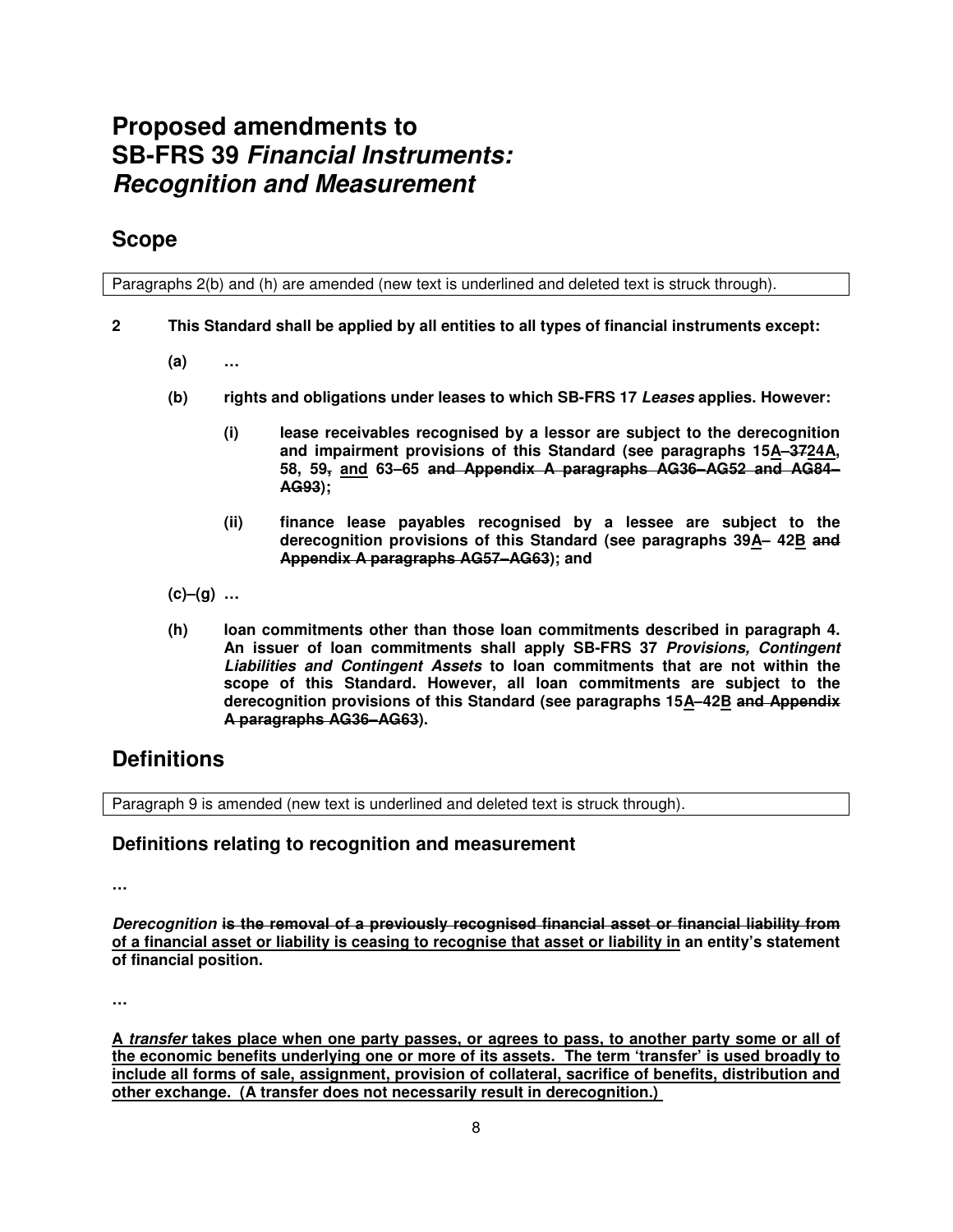# Proposed amendments to SB-FRS 39 *Financial Instruments: Recognition and Measurement*

## Scope

Paragraphs 2(b) and (h) are amended (new text is underlined and deleted text is struck through).

**2 This Standard shall be applied by all entities to all types of financial instruments except:**

**(a) …**

**(b) rights and obligations under leases to which SB-FRS 17 *Leases* applies. However:**

**(i) lease receivables recognised by a lessor are subject to the derecognition and impairment provisions of this Standard (see paragraphs 15<u>A</u>–~~37~~<u>24A</u>, 58, 59~~,~~ <u>and</u> 63–65 ~~and Appendix A paragraphs AG36–AG52 and AG84–AG93~~);**

**(ii) finance lease payables recognised by a lessee are subject to the derecognition provisions of this Standard (see paragraphs 39<u>A</u>– 42<u>B</u> ~~and Appendix A paragraphs AG57–AG63~~); and**

**(c)–(g) …**

**(h) loan commitments other than those loan commitments described in paragraph 4. An issuer of loan commitments shall apply SB-FRS 37 *Provisions, Contingent Liabilities and Contingent Assets* to loan commitments that are not within the scope of this Standard. However, all loan commitments are subject to the derecognition provisions of this Standard (see paragraphs 15<u>A</u>–42<u>B</u> ~~and Appendix A paragraphs AG36–AG63~~).**

## Definitions

Paragraph 9 is amended (new text is underlined and deleted text is struck through).

### Definitions relating to recognition and measurement

…

***Derecognition* ~~is the removal of a previously recognised financial asset or financial liability from~~ <u>of a financial asset or liability is ceasing to recognise that asset or liability in</u> an entity's statement of financial position.**

…

**<u>A *transfer* takes place when one party passes, or agrees to pass, to another party some or all of the economic benefits underlying one or more of its assets. The term 'transfer' is used broadly to include all forms of sale, assignment, provision of collateral, sacrifice of benefits, distribution and other exchange. (A transfer does not necessarily result in derecognition.)</u>**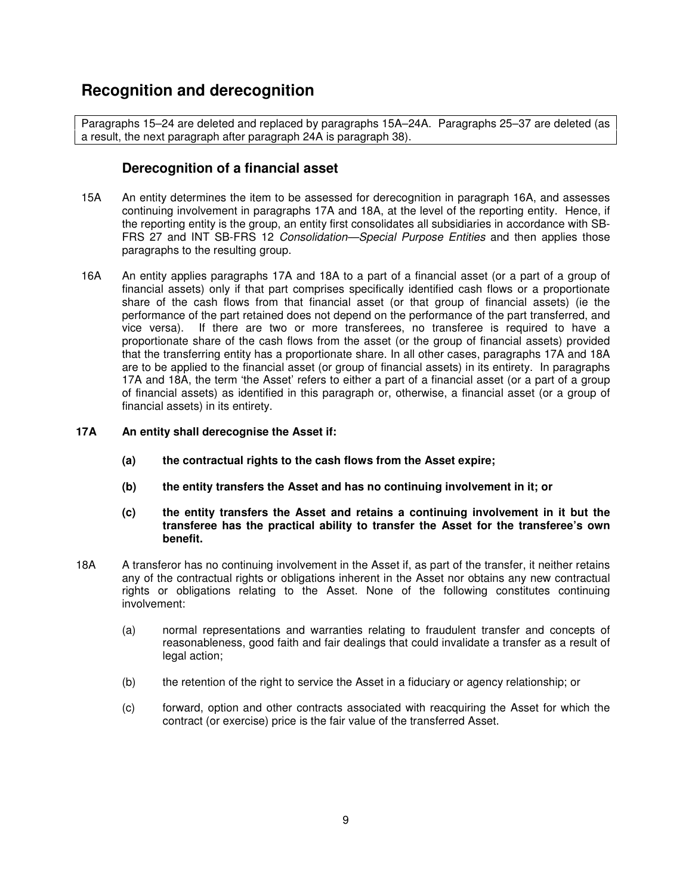## Recognition and derecognition

Paragraphs 15–24 are deleted and replaced by paragraphs 15A–24A. Paragraphs 25–37 are deleted (as a result, the next paragraph after paragraph 24A is paragraph 38).

### Derecognition of a financial asset

15A An entity determines the item to be assessed for derecognition in paragraph 16A, and assesses continuing involvement in paragraphs 17A and 18A, at the level of the reporting entity. Hence, if the reporting entity is the group, an entity first consolidates all subsidiaries in accordance with SB-FRS 27 and INT SB-FRS 12 *Consolidation—Special Purpose Entities* and then applies those paragraphs to the resulting group.

16A An entity applies paragraphs 17A and 18A to a part of a financial asset (or a part of a group of financial assets) only if that part comprises specifically identified cash flows or a proportionate share of the cash flows from that financial asset (or that group of financial assets) (ie the performance of the part retained does not depend on the performance of the part transferred, and vice versa). If there are two or more transferees, no transferee is required to have a proportionate share of the cash flows from the asset (or the group of financial assets) provided that the transferring entity has a proportionate share. In all other cases, paragraphs 17A and 18A are to be applied to the financial asset (or group of financial assets) in its entirety. In paragraphs 17A and 18A, the term 'the Asset' refers to either a part of a financial asset (or a part of a group of financial assets) as identified in this paragraph or, otherwise, a financial asset (or a group of financial assets) in its entirety.

**17A An entity shall derecognise the Asset if:**

- **(a) the contractual rights to the cash flows from the Asset expire;**
- **(b) the entity transfers the Asset and has no continuing involvement in it; or**
- **(c) the entity transfers the Asset and retains a continuing involvement in it but the transferee has the practical ability to transfer the Asset for the transferee's own benefit.**

18A A transferor has no continuing involvement in the Asset if, as part of the transfer, it neither retains any of the contractual rights or obligations inherent in the Asset nor obtains any new contractual rights or obligations relating to the Asset. None of the following constitutes continuing involvement:

- (a) normal representations and warranties relating to fraudulent transfer and concepts of reasonableness, good faith and fair dealings that could invalidate a transfer as a result of legal action;
- (b) the retention of the right to service the Asset in a fiduciary or agency relationship; or
- (c) forward, option and other contracts associated with reacquiring the Asset for which the contract (or exercise) price is the fair value of the transferred Asset.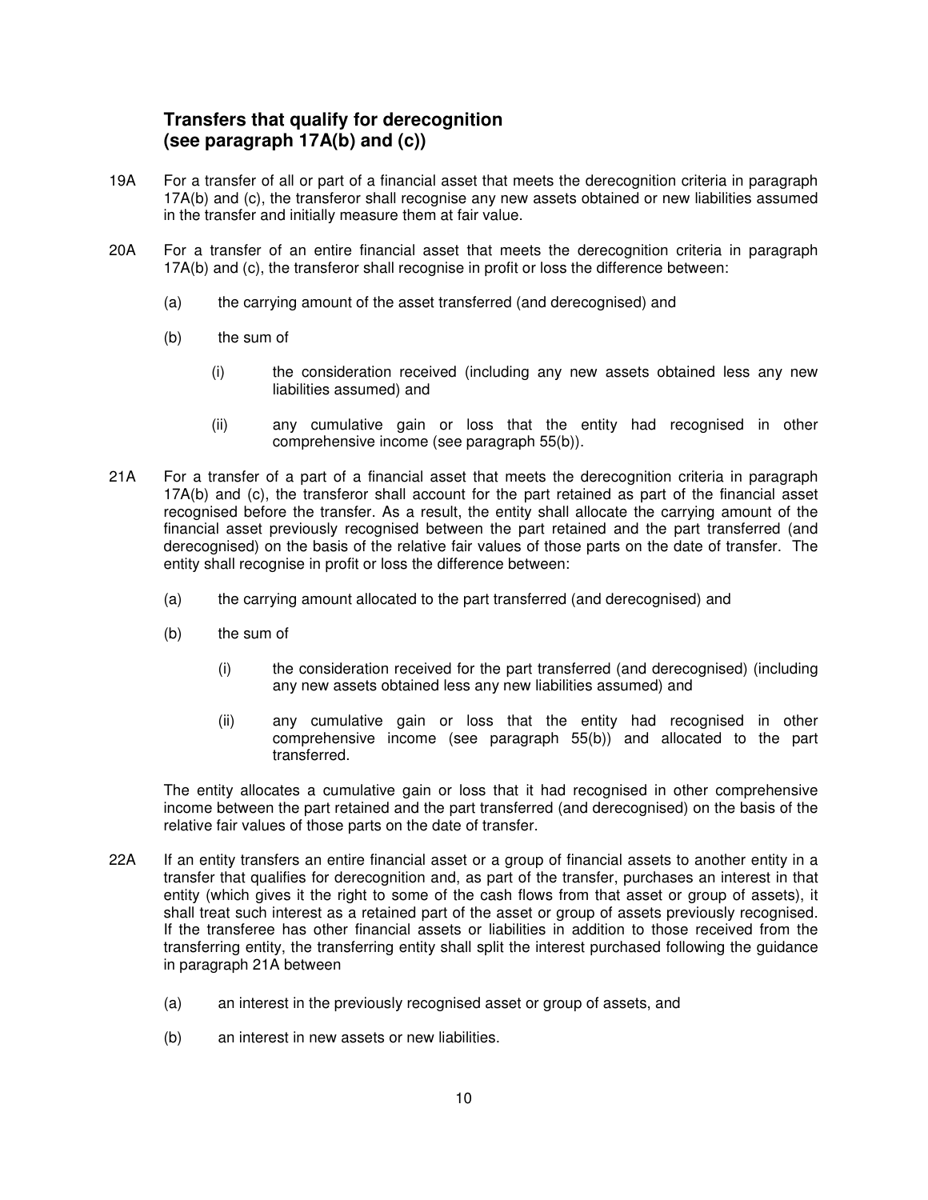### Transfers that qualify for derecognition (see paragraph 17A(b) and (c))

19A For a transfer of all or part of a financial asset that meets the derecognition criteria in paragraph 17A(b) and (c), the transferor shall recognise any new assets obtained or new liabilities assumed in the transfer and initially measure them at fair value.

20A For a transfer of an entire financial asset that meets the derecognition criteria in paragraph 17A(b) and (c), the transferor shall recognise in profit or loss the difference between:

(a) the carrying amount of the asset transferred (and derecognised) and

(b) the sum of

(i) the consideration received (including any new assets obtained less any new liabilities assumed) and

(ii) any cumulative gain or loss that the entity had recognised in other comprehensive income (see paragraph 55(b)).

21A For a transfer of a part of a financial asset that meets the derecognition criteria in paragraph 17A(b) and (c), the transferor shall account for the part retained as part of the financial asset recognised before the transfer. As a result, the entity shall allocate the carrying amount of the financial asset previously recognised between the part retained and the part transferred (and derecognised) on the basis of the relative fair values of those parts on the date of transfer. The entity shall recognise in profit or loss the difference between:

(a) the carrying amount allocated to the part transferred (and derecognised) and

(b) the sum of

(i) the consideration received for the part transferred (and derecognised) (including any new assets obtained less any new liabilities assumed) and

(ii) any cumulative gain or loss that the entity had recognised in other comprehensive income (see paragraph 55(b)) and allocated to the part transferred.

The entity allocates a cumulative gain or loss that it had recognised in other comprehensive income between the part retained and the part transferred (and derecognised) on the basis of the relative fair values of those parts on the date of transfer.

22A If an entity transfers an entire financial asset or a group of financial assets to another entity in a transfer that qualifies for derecognition and, as part of the transfer, purchases an interest in that entity (which gives it the right to some of the cash flows from that asset or group of assets), it shall treat such interest as a retained part of the asset or group of assets previously recognised. If the transferee has other financial assets or liabilities in addition to those received from the transferring entity, the transferring entity shall split the interest purchased following the guidance in paragraph 21A between

(a) an interest in the previously recognised asset or group of assets, and

(b) an interest in new assets or new liabilities.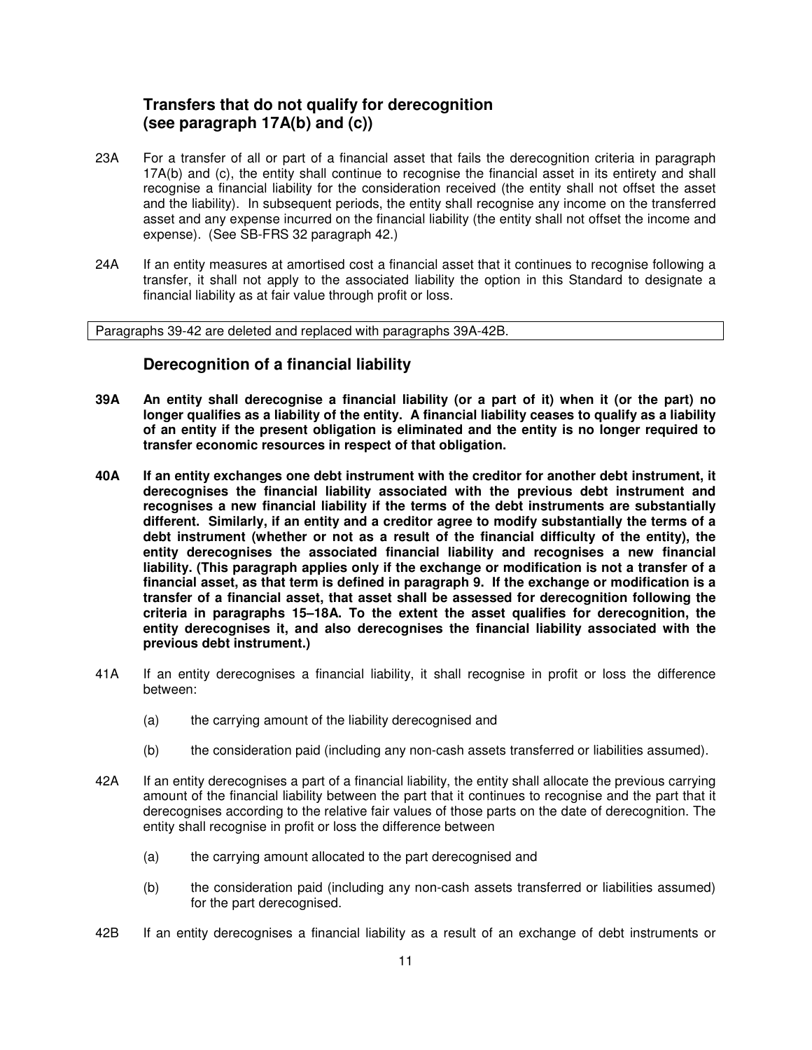### Transfers that do not qualify for derecognition (see paragraph 17A(b) and (c))

23A For a transfer of all or part of a financial asset that fails the derecognition criteria in paragraph 17A(b) and (c), the entity shall continue to recognise the financial asset in its entirety and shall recognise a financial liability for the consideration received (the entity shall not offset the asset and the liability). In subsequent periods, the entity shall recognise any income on the transferred asset and any expense incurred on the financial liability (the entity shall not offset the income and expense). (See SB-FRS 32 paragraph 42.)

24A If an entity measures at amortised cost a financial asset that it continues to recognise following a transfer, it shall not apply to the associated liability the option in this Standard to designate a financial liability as at fair value through profit or loss.

| Paragraphs 39-42 are deleted and replaced with paragraphs 39A-42B. |
| --- |

### Derecognition of a financial liability

**39A An entity shall derecognise a financial liability (or a part of it) when it (or the part) no longer qualifies as a liability of the entity. A financial liability ceases to qualify as a liability of an entity if the present obligation is eliminated and the entity is no longer required to transfer economic resources in respect of that obligation.**

**40A If an entity exchanges one debt instrument with the creditor for another debt instrument, it derecognises the financial liability associated with the previous debt instrument and recognises a new financial liability if the terms of the debt instruments are substantially different. Similarly, if an entity and a creditor agree to modify substantially the terms of a debt instrument (whether or not as a result of the financial difficulty of the entity), the entity derecognises the associated financial liability and recognises a new financial liability. (This paragraph applies only if the exchange or modification is not a transfer of a financial asset, as that term is defined in paragraph 9. If the exchange or modification is a transfer of a financial asset, that asset shall be assessed for derecognition following the criteria in paragraphs 15–18A. To the extent the asset qualifies for derecognition, the entity derecognises it, and also derecognises the financial liability associated with the previous debt instrument.)**

41A If an entity derecognises a financial liability, it shall recognise in profit or loss the difference between:

(a) the carrying amount of the liability derecognised and

(b) the consideration paid (including any non-cash assets transferred or liabilities assumed).

42A If an entity derecognises a part of a financial liability, the entity shall allocate the previous carrying amount of the financial liability between the part that it continues to recognise and the part that it derecognises according to the relative fair values of those parts on the date of derecognition. The entity shall recognise in profit or loss the difference between

(a) the carrying amount allocated to the part derecognised and

(b) the consideration paid (including any non-cash assets transferred or liabilities assumed) for the part derecognised.

42B If an entity derecognises a financial liability as a result of an exchange of debt instruments or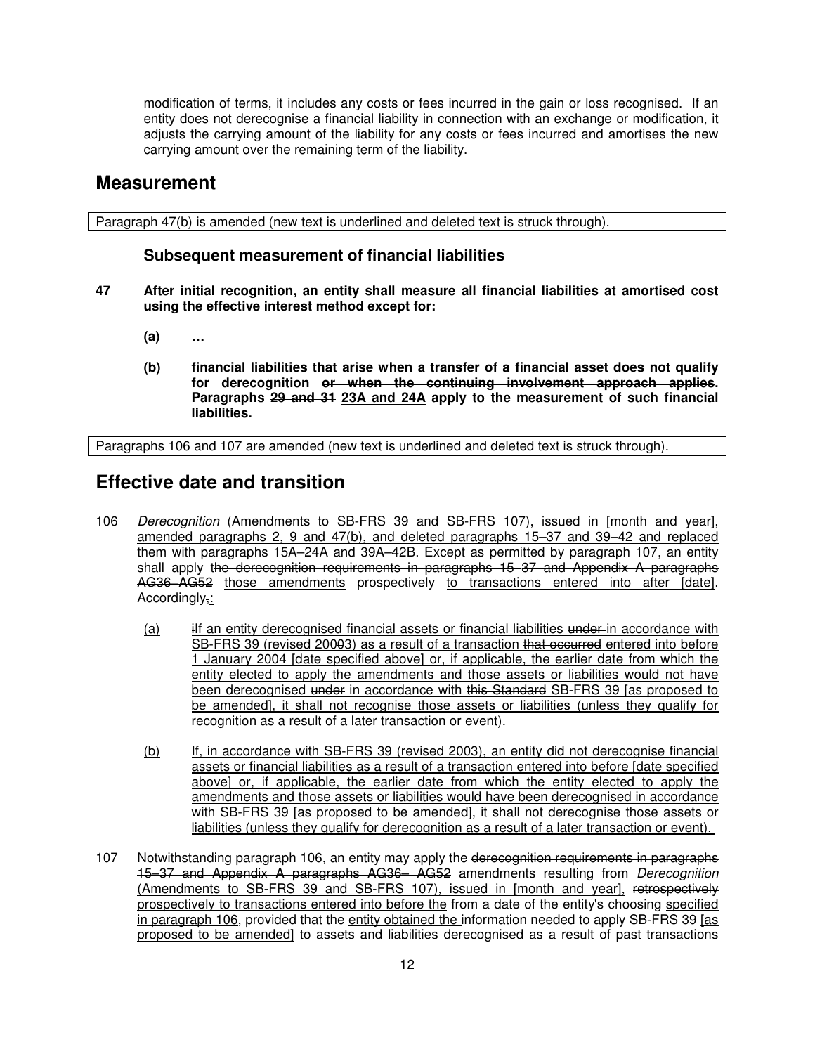modification of terms, it includes any costs or fees incurred in the gain or loss recognised. If an entity does not derecognise a financial liability in connection with an exchange or modification, it adjusts the carrying amount of the liability for any costs or fees incurred and amortises the new carrying amount over the remaining term of the liability.

## Measurement

Paragraph 47(b) is amended (new text is underlined and deleted text is struck through).

### Subsequent measurement of financial liabilities

**47 After initial recognition, an entity shall measure all financial liabilities at amortised cost using the effective interest method except for:**

> **(a) …**
>
> **(b) financial liabilities that arise when a transfer of a financial asset does not qualify for derecognition ~~or when the continuing involvement approach applies~~. Paragraphs ~~29 and 31~~ <u>23A and 24A</u> apply to the measurement of such financial liabilities.**

Paragraphs 106 and 107 are amended (new text is underlined and deleted text is struck through).

## Effective date and transition

106 <u>*Derecognition* (Amendments to SB-FRS 39 and SB-FRS 107), issued in [month and year], amended paragraphs 2, 9 and 47(b), and deleted paragraphs 15–37 and 39–42 and replaced them with paragraphs 15A–24A and 39A–42B.</u> Except as permitted by paragraph 107, an entity shall apply t~~he derecognition requirements in paragraphs 15–37 and Appendix A paragraphs AG36–AG52~~ <u>those amendments</u> prospectively <u>to transactions entered into after [date]</u>. Accordingly~~,~~<u>:</u>

> <u>(a)</u> ~~i~~<u>I</u>f an entity derecognised financial assets or financial liabilities ~~under~~ <u>in accordance with</u> SB-FRS 39 (revised 200~~0~~<u>3</u>) as a result of a transaction ~~that occurred~~ <u>entered into</u> before ~~1 January 2004~~ <u>[date specified above] or, if applicable, the earlier date from which the entity elected to apply the amendments and</u> those assets or liabilities would not have been derecognised ~~under~~ <u>in accordance with</u> ~~this Standard~~ <u>SB-FRS 39 [as proposed to be amended]</u>, it shall not recognise those assets or liabilities (unless they qualify for recognition as a result of a later transaction or event).
>
> <u>(b) If, in accordance with SB-FRS 39 (revised 2003), an entity did not derecognise financial assets or financial liabilities as a result of a transaction entered into before [date specified above] or, if applicable, the earlier date from which the entity elected to apply the amendments and those assets or liabilities would have been derecognised in accordance with SB-FRS 39 [as proposed to be amended], it shall not derecognise those assets or liabilities (unless they qualify for derecognition as a result of a later transaction or event).</u>

107 Notwithstanding paragraph 106, an entity may apply the ~~derecognition requirements in paragraphs 15–37 and Appendix A paragraphs AG36– AG52~~ <u>amendments resulting from *Derecognition* (Amendments to SB-FRS 39 and SB-FRS 107), issued in [month and year],</u> ~~retrospectively~~ <u>prospectively to transactions entered into before the</u> ~~from a~~ date ~~of the entity's choosing~~ <u>specified in paragraph 106</u>, provided that the <u>entity obtained the</u> information needed to apply SB-FRS 39 <u>[as proposed to be amended]</u> to assets and liabilities derecognised as a result of past transactions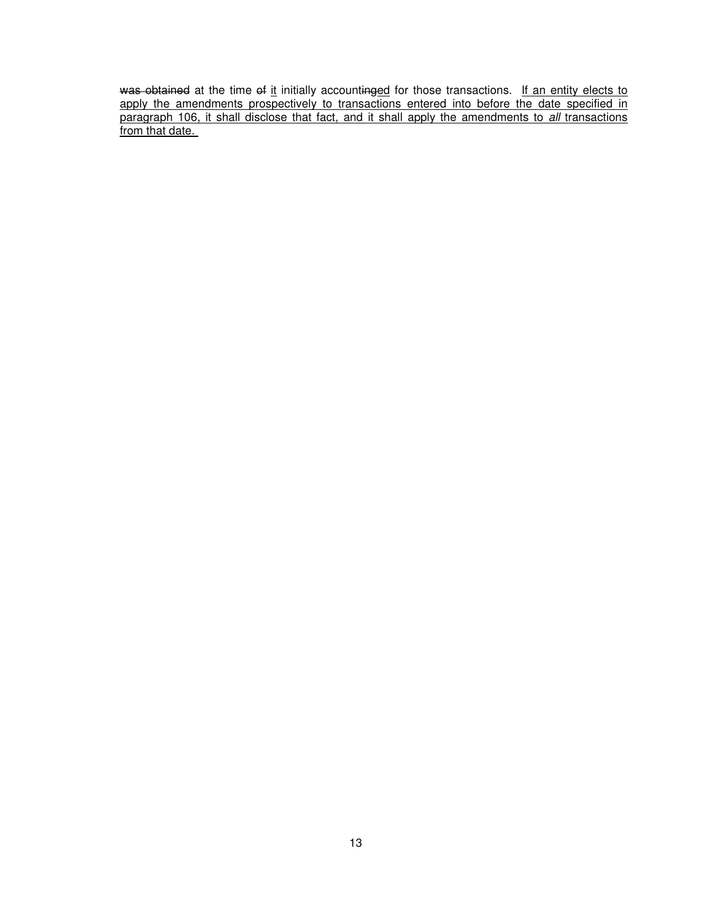~~was obtained~~ at the time ~~of~~ <u>it</u> initially account~~ing~~<u>ed</u> for those transactions. <u>If an entity elects to apply the amendments prospectively to transactions entered into before the date specified in paragraph 106, it shall disclose that fact, and it shall apply the amendments to *all* transactions from that date.</u>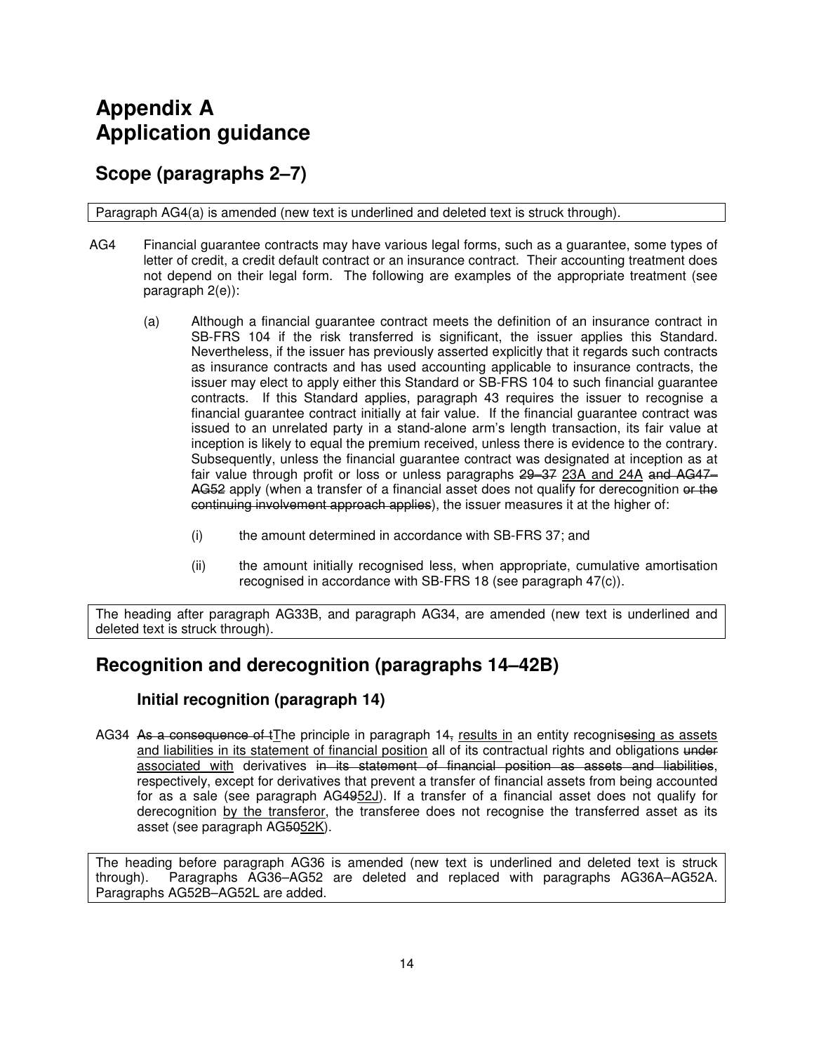# Appendix A
# Application guidance

## Scope (paragraphs 2–7)

Paragraph AG4(a) is amended (new text is underlined and deleted text is struck through).

AG4 Financial guarantee contracts may have various legal forms, such as a guarantee, some types of letter of credit, a credit default contract or an insurance contract. Their accounting treatment does not depend on their legal form. The following are examples of the appropriate treatment (see paragraph 2(e)):

(a) Although a financial guarantee contract meets the definition of an insurance contract in SB-FRS 104 if the risk transferred is significant, the issuer applies this Standard. Nevertheless, if the issuer has previously asserted explicitly that it regards such contracts as insurance contracts and has used accounting applicable to insurance contracts, the issuer may elect to apply either this Standard or SB-FRS 104 to such financial guarantee contracts. If this Standard applies, paragraph 43 requires the issuer to recognise a financial guarantee contract initially at fair value. If the financial guarantee contract was issued to an unrelated party in a stand-alone arm's length transaction, its fair value at inception is likely to equal the premium received, unless there is evidence to the contrary. Subsequently, unless the financial guarantee contract was designated at inception as at fair value through profit or loss or unless paragraphs ~~29–37~~ <u>23A and 24A</u> ~~and AG47–AG52~~ apply (when a transfer of a financial asset does not qualify for derecognition ~~or the continuing involvement approach applies~~), the issuer measures it at the higher of:

(i) the amount determined in accordance with SB-FRS 37; and

(ii) the amount initially recognised less, when appropriate, cumulative amortisation recognised in accordance with SB-FRS 18 (see paragraph 47(c)).

The heading after paragraph AG33B, and paragraph AG34, are amended (new text is underlined and deleted text is struck through).

## Recognition and derecognition (paragraphs 14–42B)

### Initial recognition (paragraph 14)

AG34 ~~As a consequence of t~~<u>T</u>he principle in paragraph 14~~,~~ <u>results in</u> an entity recognis~~es~~<u>ing as assets and liabilities in its statement of financial position</u> all of its contractual rights and obligations ~~under~~ <u>associated with</u> derivatives ~~in its statement of financial position as assets and liabilities~~, respectively, except for derivatives that prevent a transfer of financial assets from being accounted for as a sale (see paragraph AG~~49~~<u>52J</u>). If a transfer of a financial asset does not qualify for derecognition <u>by the transferor</u>, the transferee does not recognise the transferred asset as its asset (see paragraph AG~~50~~<u>52K</u>).

The heading before paragraph AG36 is amended (new text is underlined and deleted text is struck through). Paragraphs AG36–AG52 are deleted and replaced with paragraphs AG36A–AG52A. Paragraphs AG52B–AG52L are added.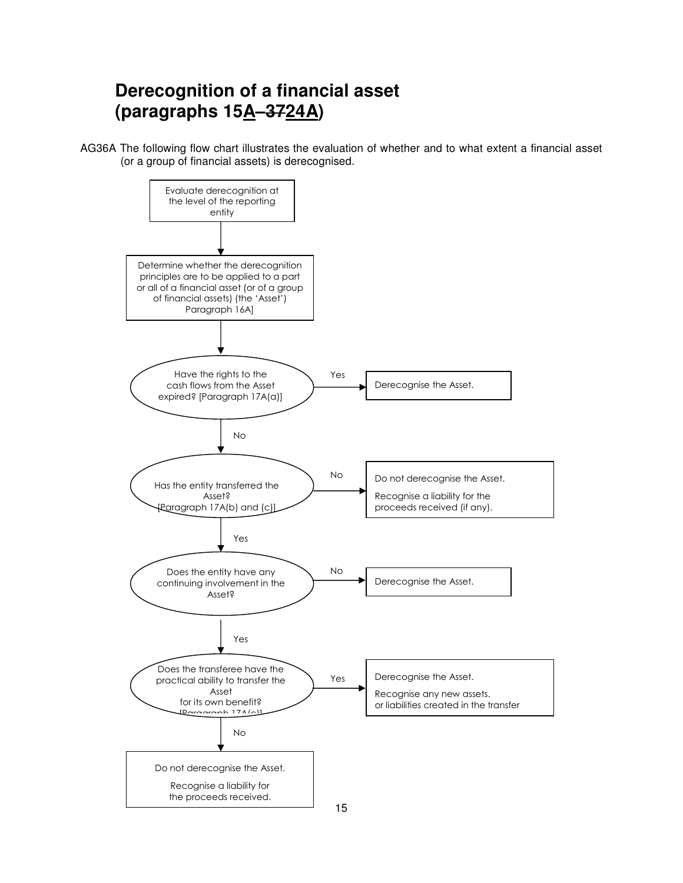## Derecognition of a financial asset (paragraphs 15A–~~37~~24A)

AG36A The following flow chart illustrates the evaluation of whether and to what extent a financial asset (or a group of financial assets) is derecognised.

Evaluate derecognition at the level of the reporting entity

↓

Determine whether the derecognition principles are to be applied to a part or all of a financial asset (or of a group of financial assets) (the 'Asset') Paragraph 16A]

↓

Have the rights to the cash flows from the Asset expired? [Paragraph 17A(a)]
- Yes → Derecognise the Asset.
- No ↓

Has the entity transferred the Asset? [Paragraph 17A(b) and (c)]
- No → Do not derecognise the Asset. Recognise a liability for the proceeds received (if any).
- Yes ↓

Does the entity have any continuing involvement in the Asset?
- No → Derecognise the Asset.
- Yes ↓

Does the transferee have the practical ability to transfer the Asset for its own benefit? [Paragraph 17A(c)]
- Yes → Derecognise the Asset. Recognise any new assets. or liabilities created in the transfer
- No ↓

Do not derecognise the Asset. Recognise a liability for the proceeds received.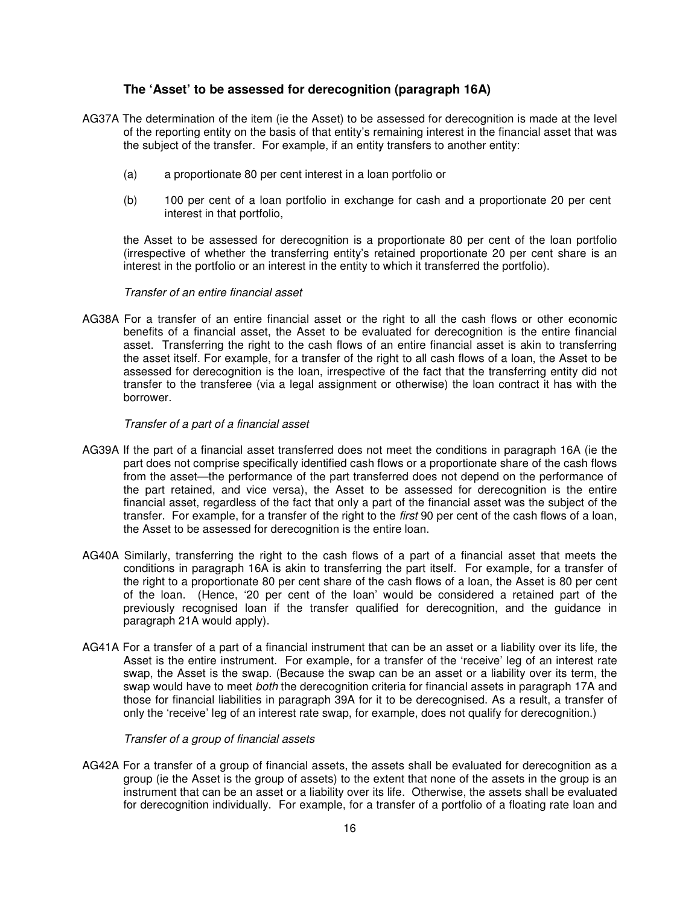### The 'Asset' to be assessed for derecognition (paragraph 16A)

AG37A The determination of the item (ie the Asset) to be assessed for derecognition is made at the level of the reporting entity on the basis of that entity's remaining interest in the financial asset that was the subject of the transfer. For example, if an entity transfers to another entity:

(a) a proportionate 80 per cent interest in a loan portfolio or

(b) 100 per cent of a loan portfolio in exchange for cash and a proportionate 20 per cent interest in that portfolio,

the Asset to be assessed for derecognition is a proportionate 80 per cent of the loan portfolio (irrespective of whether the transferring entity's retained proportionate 20 per cent share is an interest in the portfolio or an interest in the entity to which it transferred the portfolio).

*Transfer of an entire financial asset*

AG38A For a transfer of an entire financial asset or the right to all the cash flows or other economic benefits of a financial asset, the Asset to be evaluated for derecognition is the entire financial asset. Transferring the right to the cash flows of an entire financial asset is akin to transferring the asset itself. For example, for a transfer of the right to all cash flows of a loan, the Asset to be assessed for derecognition is the loan, irrespective of the fact that the transferring entity did not transfer to the transferee (via a legal assignment or otherwise) the loan contract it has with the borrower.

*Transfer of a part of a financial asset*

AG39A If the part of a financial asset transferred does not meet the conditions in paragraph 16A (ie the part does not comprise specifically identified cash flows or a proportionate share of the cash flows from the asset—the performance of the part transferred does not depend on the performance of the part retained, and vice versa), the Asset to be assessed for derecognition is the entire financial asset, regardless of the fact that only a part of the financial asset was the subject of the transfer. For example, for a transfer of the right to the *first* 90 per cent of the cash flows of a loan, the Asset to be assessed for derecognition is the entire loan.

AG40A Similarly, transferring the right to the cash flows of a part of a financial asset that meets the conditions in paragraph 16A is akin to transferring the part itself. For example, for a transfer of the right to a proportionate 80 per cent share of the cash flows of a loan, the Asset is 80 per cent of the loan. (Hence, '20 per cent of the loan' would be considered a retained part of the previously recognised loan if the transfer qualified for derecognition, and the guidance in paragraph 21A would apply).

AG41A For a transfer of a part of a financial instrument that can be an asset or a liability over its life, the Asset is the entire instrument. For example, for a transfer of the 'receive' leg of an interest rate swap, the Asset is the swap. (Because the swap can be an asset or a liability over its term, the swap would have to meet *both* the derecognition criteria for financial assets in paragraph 17A and those for financial liabilities in paragraph 39A for it to be derecognised. As a result, a transfer of only the 'receive' leg of an interest rate swap, for example, does not qualify for derecognition.)

*Transfer of a group of financial assets*

AG42A For a transfer of a group of financial assets, the assets shall be evaluated for derecognition as a group (ie the Asset is the group of assets) to the extent that none of the assets in the group is an instrument that can be an asset or a liability over its life. Otherwise, the assets shall be evaluated for derecognition individually. For example, for a transfer of a portfolio of a floating rate loan and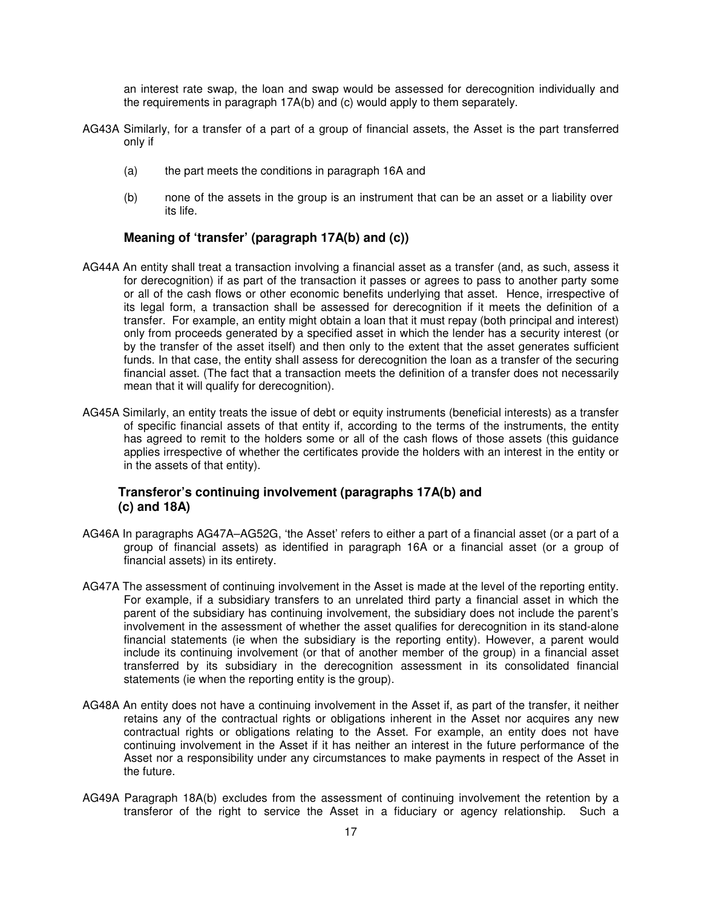an interest rate swap, the loan and swap would be assessed for derecognition individually and the requirements in paragraph 17A(b) and (c) would apply to them separately.

AG43A Similarly, for a transfer of a part of a group of financial assets, the Asset is the part transferred only if

(a) the part meets the conditions in paragraph 16A and

(b) none of the assets in the group is an instrument that can be an asset or a liability over its life.

### Meaning of 'transfer' (paragraph 17A(b) and (c))

AG44A An entity shall treat a transaction involving a financial asset as a transfer (and, as such, assess it for derecognition) if as part of the transaction it passes or agrees to pass to another party some or all of the cash flows or other economic benefits underlying that asset. Hence, irrespective of its legal form, a transaction shall be assessed for derecognition if it meets the definition of a transfer. For example, an entity might obtain a loan that it must repay (both principal and interest) only from proceeds generated by a specified asset in which the lender has a security interest (or by the transfer of the asset itself) and then only to the extent that the asset generates sufficient funds. In that case, the entity shall assess for derecognition the loan as a transfer of the securing financial asset. (The fact that a transaction meets the definition of a transfer does not necessarily mean that it will qualify for derecognition).

AG45A Similarly, an entity treats the issue of debt or equity instruments (beneficial interests) as a transfer of specific financial assets of that entity if, according to the terms of the instruments, the entity has agreed to remit to the holders some or all of the cash flows of those assets (this guidance applies irrespective of whether the certificates provide the holders with an interest in the entity or in the assets of that entity).

### Transferor's continuing involvement (paragraphs 17A(b) and (c) and 18A)

AG46A In paragraphs AG47A–AG52G, 'the Asset' refers to either a part of a financial asset (or a part of a group of financial assets) as identified in paragraph 16A or a financial asset (or a group of financial assets) in its entirety.

AG47A The assessment of continuing involvement in the Asset is made at the level of the reporting entity. For example, if a subsidiary transfers to an unrelated third party a financial asset in which the parent of the subsidiary has continuing involvement, the subsidiary does not include the parent's involvement in the assessment of whether the asset qualifies for derecognition in its stand-alone financial statements (ie when the subsidiary is the reporting entity). However, a parent would include its continuing involvement (or that of another member of the group) in a financial asset transferred by its subsidiary in the derecognition assessment in its consolidated financial statements (ie when the reporting entity is the group).

AG48A An entity does not have a continuing involvement in the Asset if, as part of the transfer, it neither retains any of the contractual rights or obligations inherent in the Asset nor acquires any new contractual rights or obligations relating to the Asset. For example, an entity does not have continuing involvement in the Asset if it has neither an interest in the future performance of the Asset nor a responsibility under any circumstances to make payments in respect of the Asset in the future.

AG49A Paragraph 18A(b) excludes from the assessment of continuing involvement the retention by a transferor of the right to service the Asset in a fiduciary or agency relationship. Such a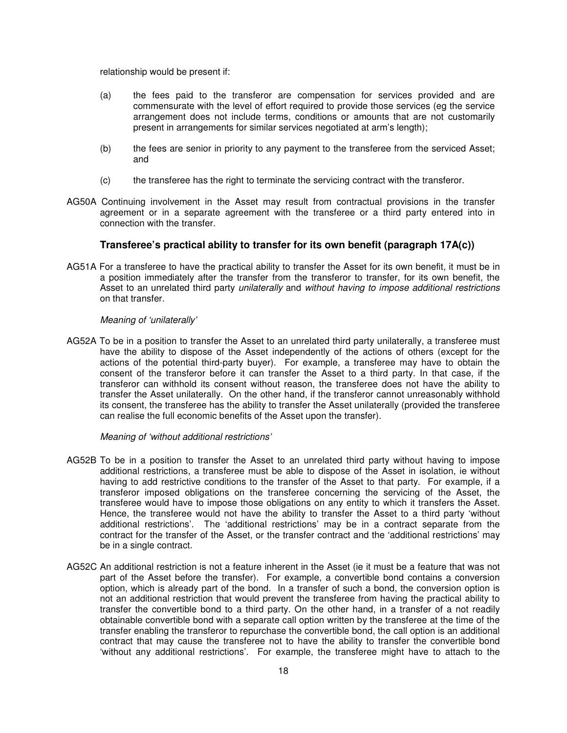relationship would be present if:

(a) the fees paid to the transferor are compensation for services provided and are commensurate with the level of effort required to provide those services (eg the service arrangement does not include terms, conditions or amounts that are not customarily present in arrangements for similar services negotiated at arm's length);

(b) the fees are senior in priority to any payment to the transferee from the serviced Asset; and

(c) the transferee has the right to terminate the servicing contract with the transferor.

AG50A Continuing involvement in the Asset may result from contractual provisions in the transfer agreement or in a separate agreement with the transferee or a third party entered into in connection with the transfer.

### Transferee's practical ability to transfer for its own benefit (paragraph 17A(c))

AG51A For a transferee to have the practical ability to transfer the Asset for its own benefit, it must be in a position immediately after the transfer from the transferor to transfer, for its own benefit, the Asset to an unrelated third party *unilaterally* and *without having to impose additional restrictions* on that transfer.

*Meaning of 'unilaterally'*

AG52A To be in a position to transfer the Asset to an unrelated third party unilaterally, a transferee must have the ability to dispose of the Asset independently of the actions of others (except for the actions of the potential third-party buyer). For example, a transferee may have to obtain the consent of the transferor before it can transfer the Asset to a third party. In that case, if the transferor can withhold its consent without reason, the transferee does not have the ability to transfer the Asset unilaterally. On the other hand, if the transferor cannot unreasonably withhold its consent, the transferee has the ability to transfer the Asset unilaterally (provided the transferee can realise the full economic benefits of the Asset upon the transfer).

*Meaning of 'without additional restrictions'*

AG52B To be in a position to transfer the Asset to an unrelated third party without having to impose additional restrictions, a transferee must be able to dispose of the Asset in isolation, ie without having to add restrictive conditions to the transfer of the Asset to that party. For example, if a transferor imposed obligations on the transferee concerning the servicing of the Asset, the transferee would have to impose those obligations on any entity to which it transfers the Asset. Hence, the transferee would not have the ability to transfer the Asset to a third party 'without additional restrictions'. The 'additional restrictions' may be in a contract separate from the contract for the transfer of the Asset, or the transfer contract and the 'additional restrictions' may be in a single contract.

AG52C An additional restriction is not a feature inherent in the Asset (ie it must be a feature that was not part of the Asset before the transfer). For example, a convertible bond contains a conversion option, which is already part of the bond. In a transfer of such a bond, the conversion option is not an additional restriction that would prevent the transferee from having the practical ability to transfer the convertible bond to a third party. On the other hand, in a transfer of a not readily obtainable convertible bond with a separate call option written by the transferee at the time of the transfer enabling the transferor to repurchase the convertible bond, the call option is an additional contract that may cause the transferee not to have the ability to transfer the convertible bond 'without any additional restrictions'. For example, the transferee might have to attach to the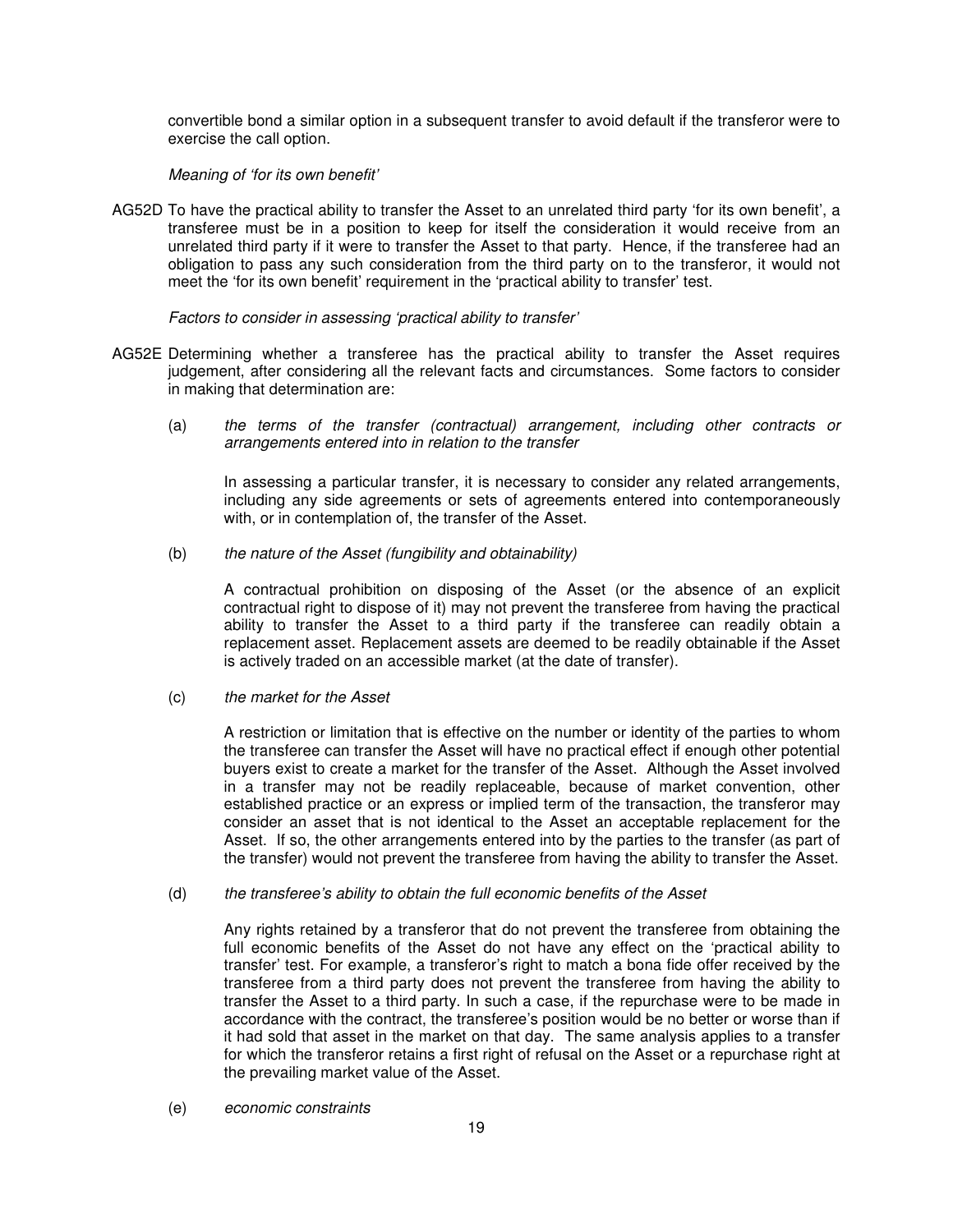convertible bond a similar option in a subsequent transfer to avoid default if the transferor were to exercise the call option.

*Meaning of 'for its own benefit'*

AG52D To have the practical ability to transfer the Asset to an unrelated third party 'for its own benefit', a transferee must be in a position to keep for itself the consideration it would receive from an unrelated third party if it were to transfer the Asset to that party. Hence, if the transferee had an obligation to pass any such consideration from the third party on to the transferor, it would not meet the 'for its own benefit' requirement in the 'practical ability to transfer' test.

*Factors to consider in assessing 'practical ability to transfer'*

AG52E Determining whether a transferee has the practical ability to transfer the Asset requires judgement, after considering all the relevant facts and circumstances. Some factors to consider in making that determination are:

(a) *the terms of the transfer (contractual) arrangement, including other contracts or arrangements entered into in relation to the transfer*

In assessing a particular transfer, it is necessary to consider any related arrangements, including any side agreements or sets of agreements entered into contemporaneously with, or in contemplation of, the transfer of the Asset.

(b) *the nature of the Asset (fungibility and obtainability)*

A contractual prohibition on disposing of the Asset (or the absence of an explicit contractual right to dispose of it) may not prevent the transferee from having the practical ability to transfer the Asset to a third party if the transferee can readily obtain a replacement asset. Replacement assets are deemed to be readily obtainable if the Asset is actively traded on an accessible market (at the date of transfer).

(c) *the market for the Asset*

A restriction or limitation that is effective on the number or identity of the parties to whom the transferee can transfer the Asset will have no practical effect if enough other potential buyers exist to create a market for the transfer of the Asset. Although the Asset involved in a transfer may not be readily replaceable, because of market convention, other established practice or an express or implied term of the transaction, the transferor may consider an asset that is not identical to the Asset an acceptable replacement for the Asset. If so, the other arrangements entered into by the parties to the transfer (as part of the transfer) would not prevent the transferee from having the ability to transfer the Asset.

(d) *the transferee's ability to obtain the full economic benefits of the Asset*

Any rights retained by a transferor that do not prevent the transferee from obtaining the full economic benefits of the Asset do not have any effect on the 'practical ability to transfer' test. For example, a transferor's right to match a bona fide offer received by the transferee from a third party does not prevent the transferee from having the ability to transfer the Asset to a third party. In such a case, if the repurchase were to be made in accordance with the contract, the transferee's position would be no better or worse than if it had sold that asset in the market on that day. The same analysis applies to a transfer for which the transferor retains a first right of refusal on the Asset or a repurchase right at the prevailing market value of the Asset.

(e) *economic constraints*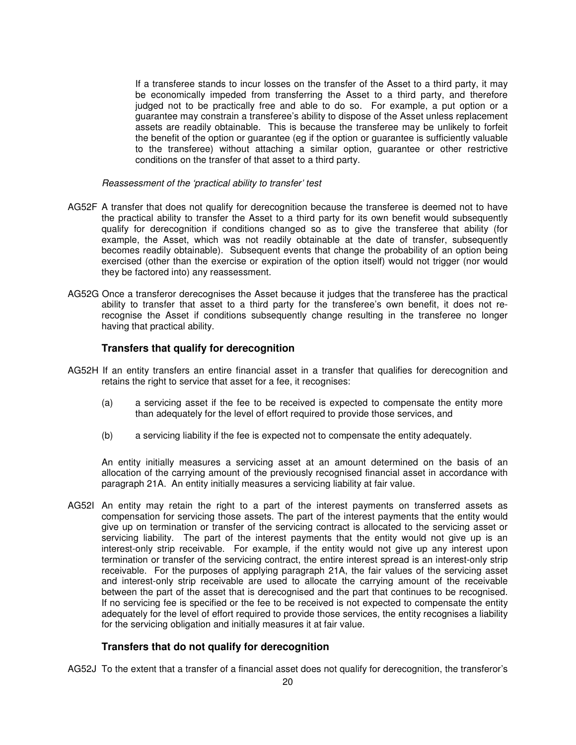If a transferee stands to incur losses on the transfer of the Asset to a third party, it may be economically impeded from transferring the Asset to a third party, and therefore judged not to be practically free and able to do so. For example, a put option or a guarantee may constrain a transferee's ability to dispose of the Asset unless replacement assets are readily obtainable. This is because the transferee may be unlikely to forfeit the benefit of the option or guarantee (eg if the option or guarantee is sufficiently valuable to the transferee) without attaching a similar option, guarantee or other restrictive conditions on the transfer of that asset to a third party.

*Reassessment of the 'practical ability to transfer' test*

AG52F A transfer that does not qualify for derecognition because the transferee is deemed not to have the practical ability to transfer the Asset to a third party for its own benefit would subsequently qualify for derecognition if conditions changed so as to give the transferee that ability (for example, the Asset, which was not readily obtainable at the date of transfer, subsequently becomes readily obtainable). Subsequent events that change the probability of an option being exercised (other than the exercise or expiration of the option itself) would not trigger (nor would they be factored into) any reassessment.

AG52G Once a transferor derecognises the Asset because it judges that the transferee has the practical ability to transfer that asset to a third party for the transferee's own benefit, it does not re-recognise the Asset if conditions subsequently change resulting in the transferee no longer having that practical ability.

### Transfers that qualify for derecognition

AG52H If an entity transfers an entire financial asset in a transfer that qualifies for derecognition and retains the right to service that asset for a fee, it recognises:

(a) a servicing asset if the fee to be received is expected to compensate the entity more than adequately for the level of effort required to provide those services, and

(b) a servicing liability if the fee is expected not to compensate the entity adequately.

An entity initially measures a servicing asset at an amount determined on the basis of an allocation of the carrying amount of the previously recognised financial asset in accordance with paragraph 21A. An entity initially measures a servicing liability at fair value.

AG52I An entity may retain the right to a part of the interest payments on transferred assets as compensation for servicing those assets. The part of the interest payments that the entity would give up on termination or transfer of the servicing contract is allocated to the servicing asset or servicing liability. The part of the interest payments that the entity would not give up is an interest-only strip receivable. For example, if the entity would not give up any interest upon termination or transfer of the servicing contract, the entire interest spread is an interest-only strip receivable. For the purposes of applying paragraph 21A, the fair values of the servicing asset and interest-only strip receivable are used to allocate the carrying amount of the receivable between the part of the asset that is derecognised and the part that continues to be recognised. If no servicing fee is specified or the fee to be received is not expected to compensate the entity adequately for the level of effort required to provide those services, the entity recognises a liability for the servicing obligation and initially measures it at fair value.

### Transfers that do not qualify for derecognition

AG52J To the extent that a transfer of a financial asset does not qualify for derecognition, the transferor's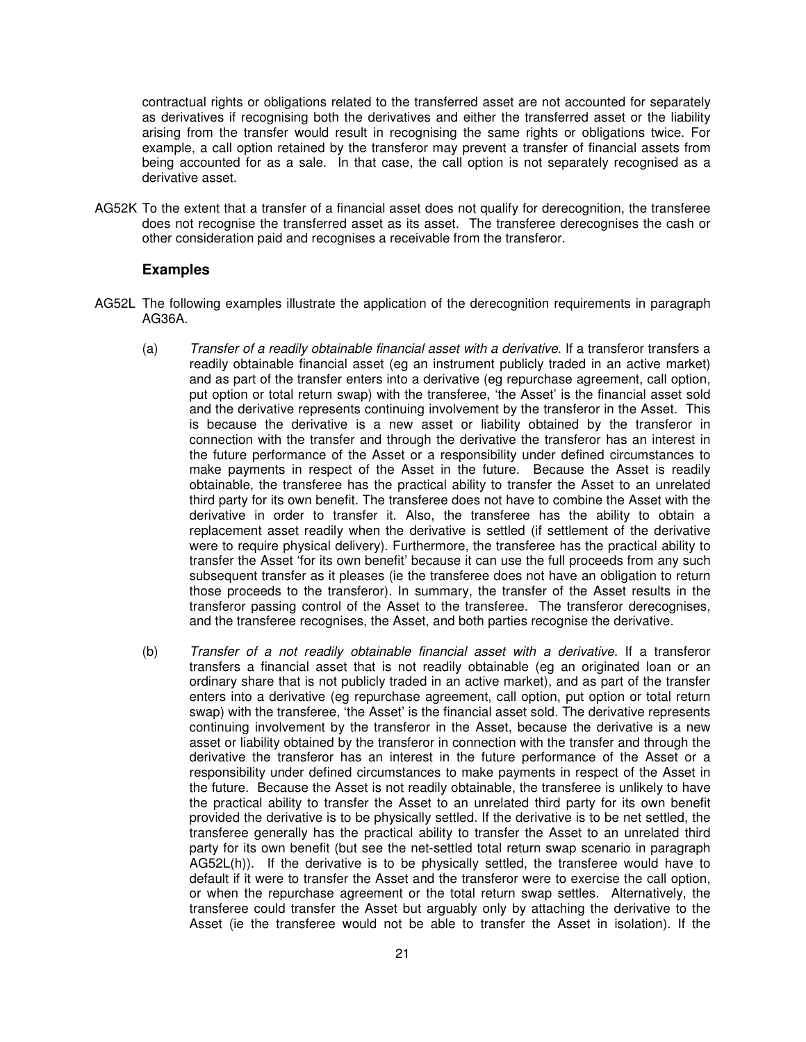contractual rights or obligations related to the transferred asset are not accounted for separately as derivatives if recognising both the derivatives and either the transferred asset or the liability arising from the transfer would result in recognising the same rights or obligations twice. For example, a call option retained by the transferor may prevent a transfer of financial assets from being accounted for as a sale. In that case, the call option is not separately recognised as a derivative asset.

AG52K To the extent that a transfer of a financial asset does not qualify for derecognition, the transferee does not recognise the transferred asset as its asset. The transferee derecognises the cash or other consideration paid and recognises a receivable from the transferor.

### Examples

AG52L The following examples illustrate the application of the derecognition requirements in paragraph AG36A.

(a) *Transfer of a readily obtainable financial asset with a derivative*. If a transferor transfers a readily obtainable financial asset (eg an instrument publicly traded in an active market) and as part of the transfer enters into a derivative (eg repurchase agreement, call option, put option or total return swap) with the transferee, 'the Asset' is the financial asset sold and the derivative represents continuing involvement by the transferor in the Asset. This is because the derivative is a new asset or liability obtained by the transferor in connection with the transfer and through the derivative the transferor has an interest in the future performance of the Asset or a responsibility under defined circumstances to make payments in respect of the Asset in the future. Because the Asset is readily obtainable, the transferee has the practical ability to transfer the Asset to an unrelated third party for its own benefit. The transferee does not have to combine the Asset with the derivative in order to transfer it. Also, the transferee has the ability to obtain a replacement asset readily when the derivative is settled (if settlement of the derivative were to require physical delivery). Furthermore, the transferee has the practical ability to transfer the Asset 'for its own benefit' because it can use the full proceeds from any such subsequent transfer as it pleases (ie the transferee does not have an obligation to return those proceeds to the transferor). In summary, the transfer of the Asset results in the transferor passing control of the Asset to the transferee. The transferor derecognises, and the transferee recognises, the Asset, and both parties recognise the derivative.

(b) *Transfer of a not readily obtainable financial asset with a derivative.* If a transferor transfers a financial asset that is not readily obtainable (eg an originated loan or an ordinary share that is not publicly traded in an active market), and as part of the transfer enters into a derivative (eg repurchase agreement, call option, put option or total return swap) with the transferee, 'the Asset' is the financial asset sold. The derivative represents continuing involvement by the transferor in the Asset, because the derivative is a new asset or liability obtained by the transferor in connection with the transfer and through the derivative the transferor has an interest in the future performance of the Asset or a responsibility under defined circumstances to make payments in respect of the Asset in the future. Because the Asset is not readily obtainable, the transferee is unlikely to have the practical ability to transfer the Asset to an unrelated third party for its own benefit provided the derivative is to be physically settled. If the derivative is to be net settled, the transferee generally has the practical ability to transfer the Asset to an unrelated third party for its own benefit (but see the net-settled total return swap scenario in paragraph AG52L(h)). If the derivative is to be physically settled, the transferee would have to default if it were to transfer the Asset and the transferor were to exercise the call option, or when the repurchase agreement or the total return swap settles. Alternatively, the transferee could transfer the Asset but arguably only by attaching the derivative to the Asset (ie the transferee would not be able to transfer the Asset in isolation). If the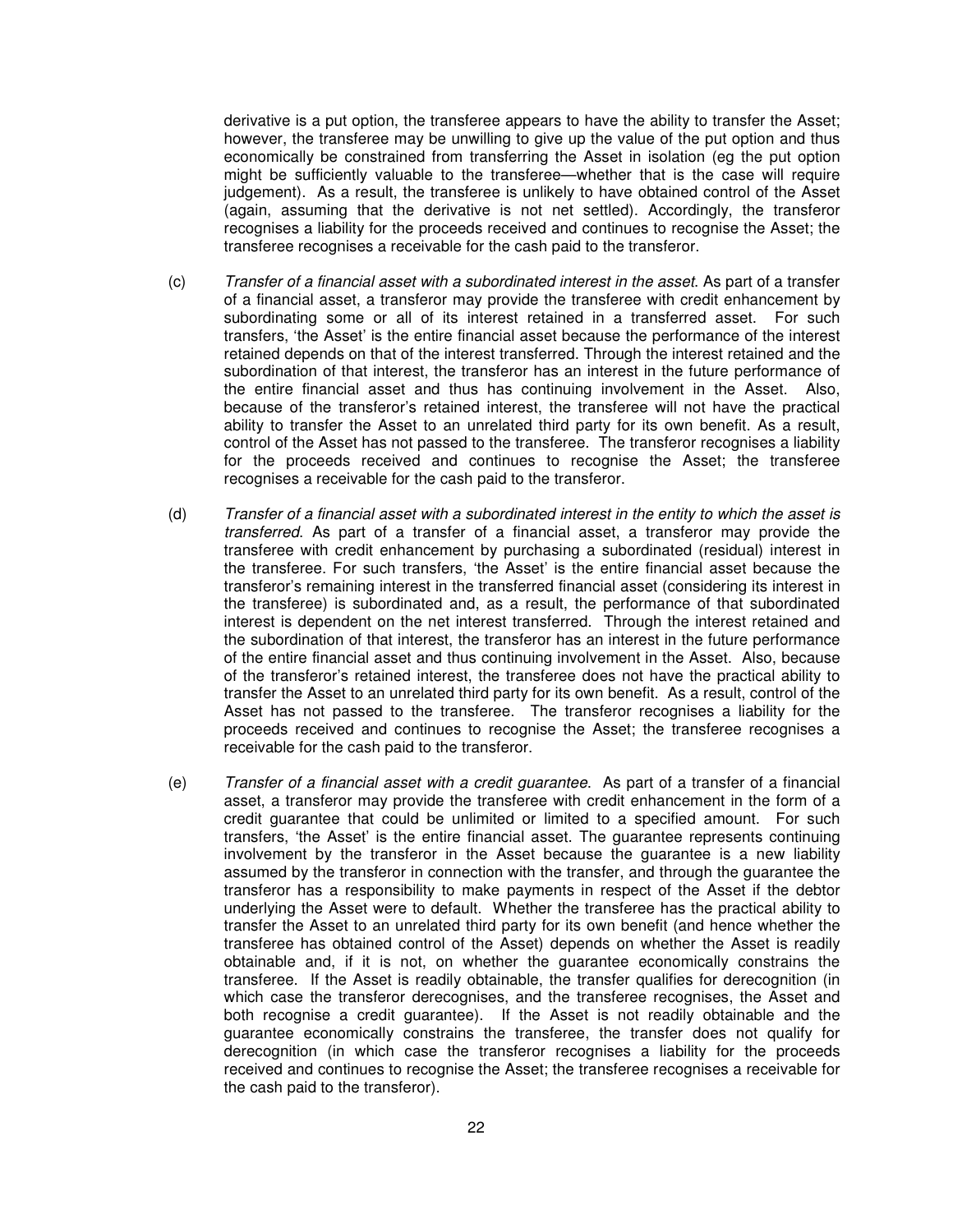derivative is a put option, the transferee appears to have the ability to transfer the Asset; however, the transferee may be unwilling to give up the value of the put option and thus economically be constrained from transferring the Asset in isolation (eg the put option might be sufficiently valuable to the transferee—whether that is the case will require judgement). As a result, the transferee is unlikely to have obtained control of the Asset (again, assuming that the derivative is not net settled). Accordingly, the transferor recognises a liability for the proceeds received and continues to recognise the Asset; the transferee recognises a receivable for the cash paid to the transferor.

(c) *Transfer of a financial asset with a subordinated interest in the asset*. As part of a transfer of a financial asset, a transferor may provide the transferee with credit enhancement by subordinating some or all of its interest retained in a transferred asset. For such transfers, 'the Asset' is the entire financial asset because the performance of the interest retained depends on that of the interest transferred. Through the interest retained and the subordination of that interest, the transferor has an interest in the future performance of the entire financial asset and thus has continuing involvement in the Asset. Also, because of the transferor's retained interest, the transferee will not have the practical ability to transfer the Asset to an unrelated third party for its own benefit. As a result, control of the Asset has not passed to the transferee. The transferor recognises a liability for the proceeds received and continues to recognise the Asset; the transferee recognises a receivable for the cash paid to the transferor.

(d) *Transfer of a financial asset with a subordinated interest in the entity to which the asset is transferred*. As part of a transfer of a financial asset, a transferor may provide the transferee with credit enhancement by purchasing a subordinated (residual) interest in the transferee. For such transfers, 'the Asset' is the entire financial asset because the transferor's remaining interest in the transferred financial asset (considering its interest in the transferee) is subordinated and, as a result, the performance of that subordinated interest is dependent on the net interest transferred. Through the interest retained and the subordination of that interest, the transferor has an interest in the future performance of the entire financial asset and thus continuing involvement in the Asset. Also, because of the transferor's retained interest, the transferee does not have the practical ability to transfer the Asset to an unrelated third party for its own benefit. As a result, control of the Asset has not passed to the transferee. The transferor recognises a liability for the proceeds received and continues to recognise the Asset; the transferee recognises a receivable for the cash paid to the transferor.

(e) *Transfer of a financial asset with a credit guarantee*. As part of a transfer of a financial asset, a transferor may provide the transferee with credit enhancement in the form of a credit guarantee that could be unlimited or limited to a specified amount. For such transfers, 'the Asset' is the entire financial asset. The guarantee represents continuing involvement by the transferor in the Asset because the guarantee is a new liability assumed by the transferor in connection with the transfer, and through the guarantee the transferor has a responsibility to make payments in respect of the Asset if the debtor underlying the Asset were to default. Whether the transferee has the practical ability to transfer the Asset to an unrelated third party for its own benefit (and hence whether the transferee has obtained control of the Asset) depends on whether the Asset is readily obtainable and, if it is not, on whether the guarantee economically constrains the transferee. If the Asset is readily obtainable, the transfer qualifies for derecognition (in which case the transferor derecognises, and the transferee recognises, the Asset and both recognise a credit guarantee). If the Asset is not readily obtainable and the guarantee economically constrains the transferee, the transfer does not qualify for derecognition (in which case the transferor recognises a liability for the proceeds received and continues to recognise the Asset; the transferee recognises a receivable for the cash paid to the transferor).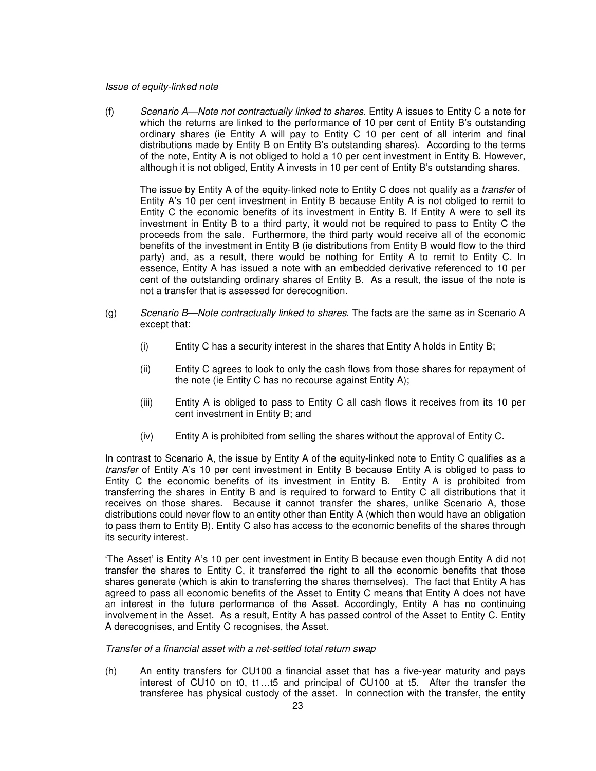*Issue of equity-linked note*

(f) *Scenario A—Note not contractually linked to shares*. Entity A issues to Entity C a note for which the returns are linked to the performance of 10 per cent of Entity B's outstanding ordinary shares (ie Entity A will pay to Entity C 10 per cent of all interim and final distributions made by Entity B on Entity B's outstanding shares). According to the terms of the note, Entity A is not obliged to hold a 10 per cent investment in Entity B. However, although it is not obliged, Entity A invests in 10 per cent of Entity B's outstanding shares.

The issue by Entity A of the equity-linked note to Entity C does not qualify as a *transfer* of Entity A's 10 per cent investment in Entity B because Entity A is not obliged to remit to Entity C the economic benefits of its investment in Entity B. If Entity A were to sell its investment in Entity B to a third party, it would not be required to pass to Entity C the proceeds from the sale. Furthermore, the third party would receive all of the economic benefits of the investment in Entity B (ie distributions from Entity B would flow to the third party) and, as a result, there would be nothing for Entity A to remit to Entity C. In essence, Entity A has issued a note with an embedded derivative referenced to 10 per cent of the outstanding ordinary shares of Entity B. As a result, the issue of the note is not a transfer that is assessed for derecognition.

(g) *Scenario B—Note contractually linked to shares*. The facts are the same as in Scenario A except that:

(i) Entity C has a security interest in the shares that Entity A holds in Entity B;

(ii) Entity C agrees to look to only the cash flows from those shares for repayment of the note (ie Entity C has no recourse against Entity A);

(iii) Entity A is obliged to pass to Entity C all cash flows it receives from its 10 per cent investment in Entity B; and

(iv) Entity A is prohibited from selling the shares without the approval of Entity C.

In contrast to Scenario A, the issue by Entity A of the equity-linked note to Entity C qualifies as a *transfer* of Entity A's 10 per cent investment in Entity B because Entity A is obliged to pass to Entity C the economic benefits of its investment in Entity B. Entity A is prohibited from transferring the shares in Entity B and is required to forward to Entity C all distributions that it receives on those shares. Because it cannot transfer the shares, unlike Scenario A, those distributions could never flow to an entity other than Entity A (which then would have an obligation to pass them to Entity B). Entity C also has access to the economic benefits of the shares through its security interest.

'The Asset' is Entity A's 10 per cent investment in Entity B because even though Entity A did not transfer the shares to Entity C, it transferred the right to all the economic benefits that those shares generate (which is akin to transferring the shares themselves). The fact that Entity A has agreed to pass all economic benefits of the Asset to Entity C means that Entity A does not have an interest in the future performance of the Asset. Accordingly, Entity A has no continuing involvement in the Asset. As a result, Entity A has passed control of the Asset to Entity C. Entity A derecognises, and Entity C recognises, the Asset.

*Transfer of a financial asset with a net-settled total return swap*

(h) An entity transfers for CU100 a financial asset that has a five-year maturity and pays interest of CU10 on t0, t1…t5 and principal of CU100 at t5. After the transfer the transferee has physical custody of the asset. In connection with the transfer, the entity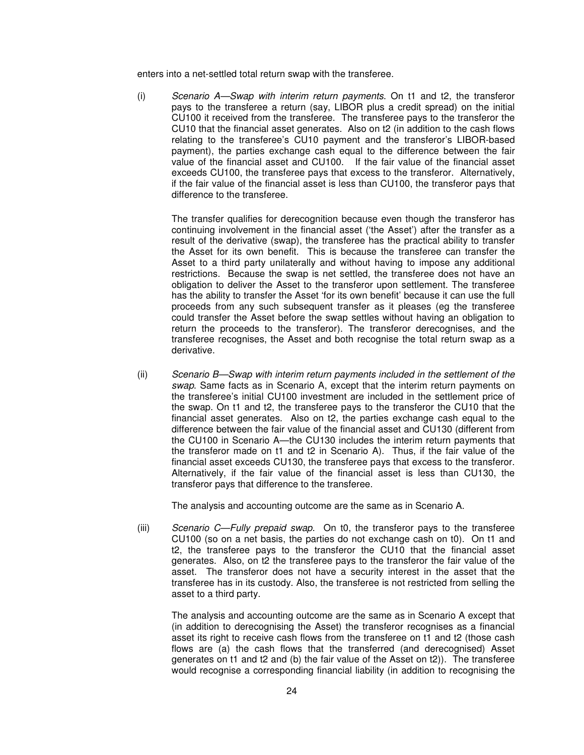enters into a net-settled total return swap with the transferee.

(i) *Scenario A—Swap with interim return payments*. On t1 and t2, the transferor pays to the transferee a return (say, LIBOR plus a credit spread) on the initial CU100 it received from the transferee. The transferee pays to the transferor the CU10 that the financial asset generates. Also on t2 (in addition to the cash flows relating to the transferee's CU10 payment and the transferor's LIBOR-based payment), the parties exchange cash equal to the difference between the fair value of the financial asset and CU100. If the fair value of the financial asset exceeds CU100, the transferee pays that excess to the transferor. Alternatively, if the fair value of the financial asset is less than CU100, the transferor pays that difference to the transferee.

The transfer qualifies for derecognition because even though the transferor has continuing involvement in the financial asset ('the Asset') after the transfer as a result of the derivative (swap), the transferee has the practical ability to transfer the Asset for its own benefit. This is because the transferee can transfer the Asset to a third party unilaterally and without having to impose any additional restrictions. Because the swap is net settled, the transferee does not have an obligation to deliver the Asset to the transferor upon settlement. The transferee has the ability to transfer the Asset 'for its own benefit' because it can use the full proceeds from any such subsequent transfer as it pleases (eg the transferee could transfer the Asset before the swap settles without having an obligation to return the proceeds to the transferor). The transferor derecognises, and the transferee recognises, the Asset and both recognise the total return swap as a derivative.

(ii) *Scenario B—Swap with interim return payments included in the settlement of the swap*. Same facts as in Scenario A, except that the interim return payments on the transferee's initial CU100 investment are included in the settlement price of the swap. On t1 and t2, the transferee pays to the transferor the CU10 that the financial asset generates. Also on t2, the parties exchange cash equal to the difference between the fair value of the financial asset and CU130 (different from the CU100 in Scenario A—the CU130 includes the interim return payments that the transferor made on t1 and t2 in Scenario A). Thus, if the fair value of the financial asset exceeds CU130, the transferee pays that excess to the transferor. Alternatively, if the fair value of the financial asset is less than CU130, the transferor pays that difference to the transferee.

The analysis and accounting outcome are the same as in Scenario A.

(iii) *Scenario C—Fully prepaid swap*. On t0, the transferor pays to the transferee CU100 (so on a net basis, the parties do not exchange cash on t0). On t1 and t2, the transferee pays to the transferor the CU10 that the financial asset generates. Also, on t2 the transferee pays to the transferor the fair value of the asset. The transferor does not have a security interest in the asset that the transferee has in its custody. Also, the transferee is not restricted from selling the asset to a third party.

The analysis and accounting outcome are the same as in Scenario A except that (in addition to derecognising the Asset) the transferor recognises as a financial asset its right to receive cash flows from the transferee on t1 and t2 (those cash flows are (a) the cash flows that the transferred (and derecognised) Asset generates on t1 and t2 and (b) the fair value of the Asset on t2)). The transferee would recognise a corresponding financial liability (in addition to recognising the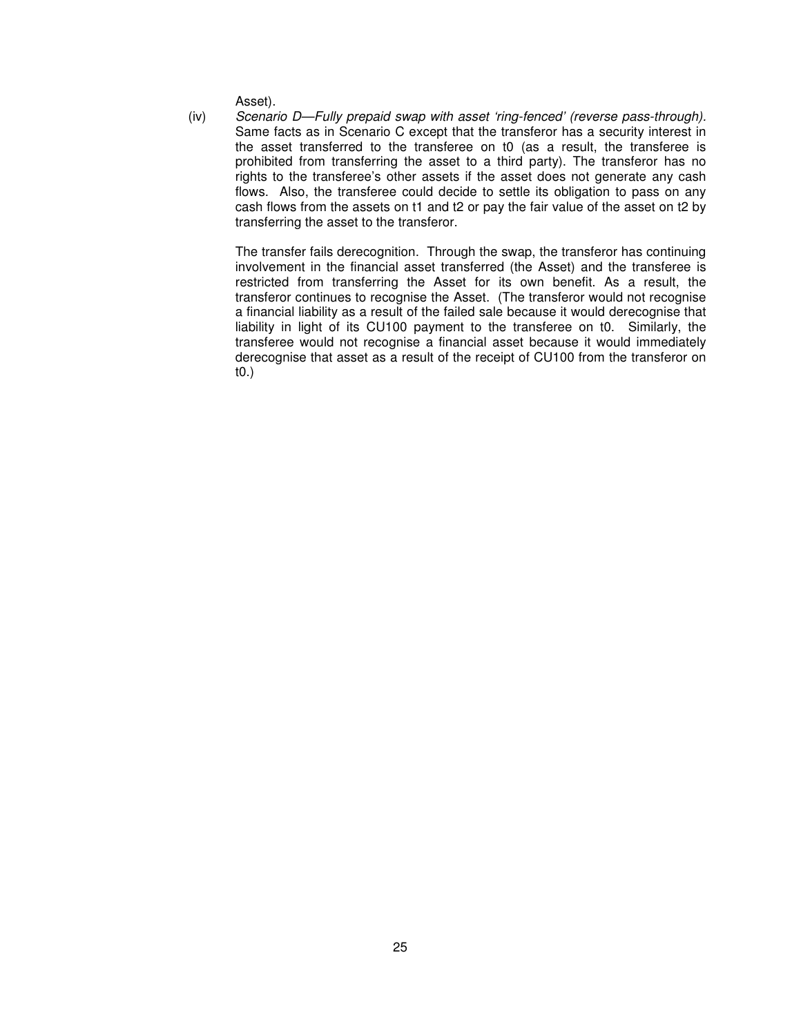Asset).

(iv) *Scenario D—Fully prepaid swap with asset 'ring-fenced' (reverse pass-through).* Same facts as in Scenario C except that the transferor has a security interest in the asset transferred to the transferee on t0 (as a result, the transferee is prohibited from transferring the asset to a third party). The transferor has no rights to the transferee's other assets if the asset does not generate any cash flows. Also, the transferee could decide to settle its obligation to pass on any cash flows from the assets on t1 and t2 or pay the fair value of the asset on t2 by transferring the asset to the transferor.

The transfer fails derecognition. Through the swap, the transferor has continuing involvement in the financial asset transferred (the Asset) and the transferee is restricted from transferring the Asset for its own benefit. As a result, the transferor continues to recognise the Asset. (The transferor would not recognise a financial liability as a result of the failed sale because it would derecognise that liability in light of its CU100 payment to the transferee on t0. Similarly, the transferee would not recognise a financial asset because it would immediately derecognise that asset as a result of the receipt of CU100 from the transferor on t0.)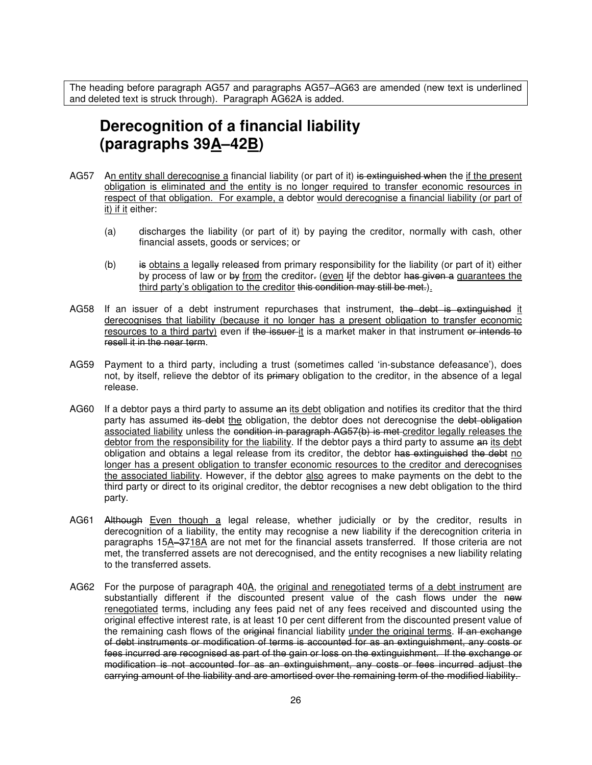The heading before paragraph AG57 and paragraphs AG57–AG63 are amended (new text is underlined and deleted text is struck through). Paragraph AG62A is added.

## Derecognition of a financial liability (paragraphs 39<u>A</u>–42<u>B</u>)

AG57 A<u>n entity shall derecognise a</u> financial liability (or part of it) ~~is extinguished when~~ the <u>if the present obligation is eliminated and the entity is no longer required to transfer economic resources in respect of that obligation. For example, a</u> debtor <u>would derecognise a financial liability (or part of it) if it</u> either:

(a) discharges the liability (or part of it) by paying the creditor, normally with cash, other financial assets, goods or services; or

(b) ~~is~~ <u>obtains a</u> legal~~ly~~ release~~d~~ from primary responsibility for the liability (or part of it) either by process of law or ~~by~~ <u>from</u> the creditor~~.~~ (<u>even</u> ~~I~~<u>i</u>f the debtor ~~has given a~~ <u>guarantees the third party's obligation to the creditor</u> ~~this condition may still be met.~~)<u>.</u>

AG58 If an issuer of a debt instrument repurchases that instrument, ~~the debt is extinguished~~ <u>it derecognises that liability (because it no longer has a present obligation to transfer economic resources to a third party)</u> even if ~~the issuer~~ <u>it</u> is a market maker in that instrument ~~or intends to resell it in the near term~~.

AG59 Payment to a third party, including a trust (sometimes called 'in-substance defeasance'), does not, by itself, relieve the debtor of its ~~primary~~ obligation to the creditor, in the absence of a legal release.

AG60 If a debtor pays a third party to assume ~~an~~ <u>its debt</u> obligation and notifies its creditor that the third party has assumed ~~its debt~~ <u>the</u> obligation, the debtor does not derecognise the ~~debt obligation~~ <u>associated liability</u> unless the ~~condition in paragraph AG57(b) is met~~ <u>creditor legally releases the debtor from the responsibility for the liability</u>. If the debtor pays a third party to assume ~~an~~ <u>its debt</u> obligation and obtains a legal release from its creditor, the debtor ~~has extinguished the debt~~ <u>no longer has a present obligation to transfer economic resources to the creditor and derecognises the associated liability</u>. However, if the debtor <u>also</u> agrees to make payments on the debt to the third party or direct to its original creditor, the debtor recognises a new debt obligation to the third party.

AG61 ~~Although~~ <u>Even though a</u> legal release, whether judicially or by the creditor, results in derecognition of a liability, the entity may recognise a new liability if the derecognition criteria in paragraphs 15<u>A</u>~~–37~~<u>18A</u> are not met for the financial assets transferred. If those criteria are not met, the transferred assets are not derecognised, and the entity recognises a new liability relating to the transferred assets.

AG62 For the purpose of paragraph 40<u>A</u>, the <u>original and renegotiated</u> terms <u>of a debt instrument</u> are substantially different if the discounted present value of the cash flows under the ~~new~~ <u>renegotiated</u> terms, including any fees paid net of any fees received and discounted using the original effective interest rate, is at least 10 per cent different from the discounted present value of the remaining cash flows of the ~~original~~ financial liability <u>under the original terms</u>. ~~If an exchange of debt instruments or modification of terms is accounted for as an extinguishment, any costs or fees incurred are recognised as part of the gain or loss on the extinguishment. If the exchange or modification is not accounted for as an extinguishment, any costs or fees incurred adjust the carrying amount of the liability and are amortised over the remaining term of the modified liability.~~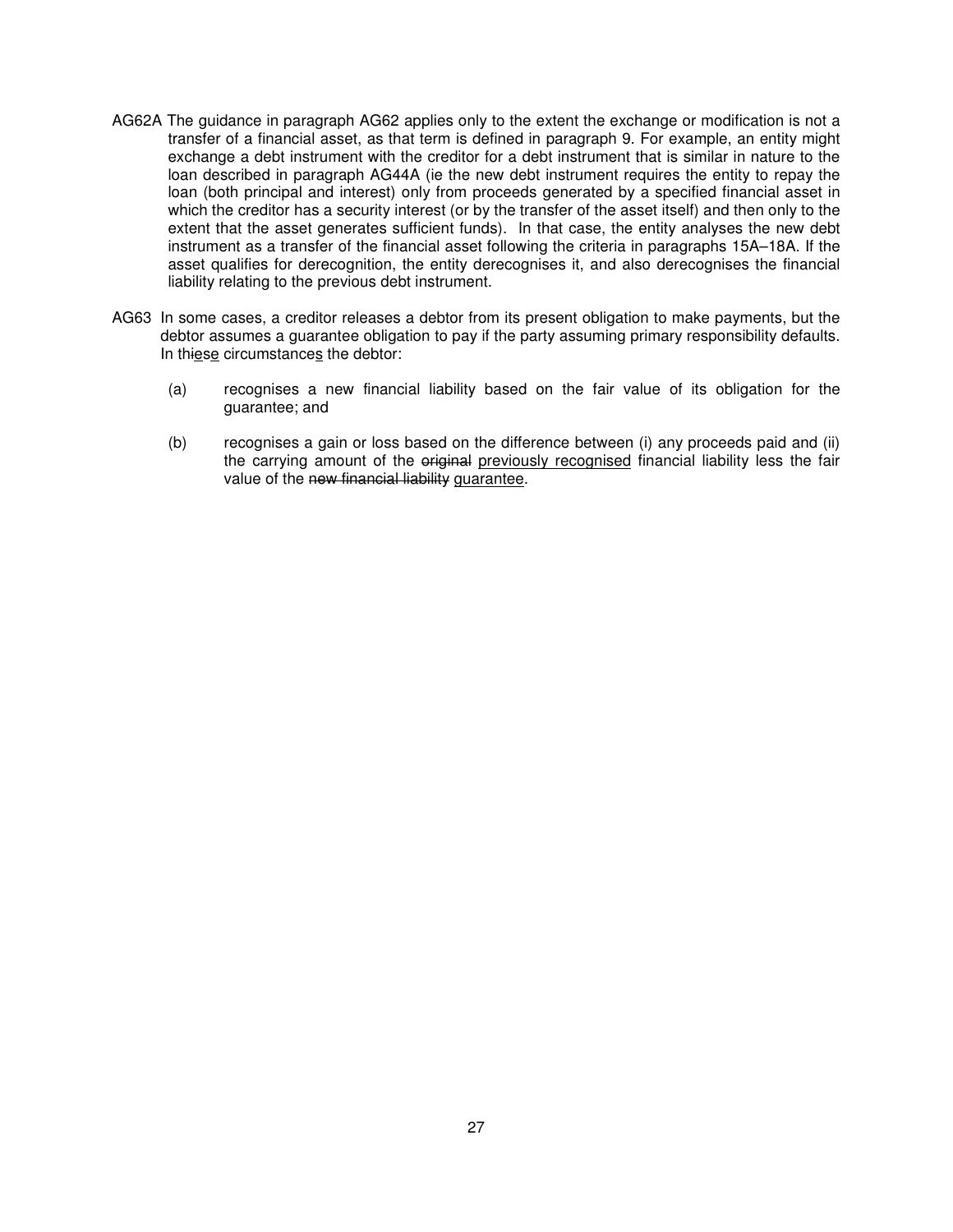AG62A The guidance in paragraph AG62 applies only to the extent the exchange or modification is not a transfer of a financial asset, as that term is defined in paragraph 9. For example, an entity might exchange a debt instrument with the creditor for a debt instrument that is similar in nature to the loan described in paragraph AG44A (ie the new debt instrument requires the entity to repay the loan (both principal and interest) only from proceeds generated by a specified financial asset in which the creditor has a security interest (or by the transfer of the asset itself) and then only to the extent that the asset generates sufficient funds). In that case, the entity analyses the new debt instrument as a transfer of the financial asset following the criteria in paragraphs 15A–18A. If the asset qualifies for derecognition, the entity derecognises it, and also derecognises the financial liability relating to the previous debt instrument.

AG63 In some cases, a creditor releases a debtor from its present obligation to make payments, but the debtor assumes a guarantee obligation to pay if the party assuming primary responsibility defaults. In th~~i~~<u>e</u>s<u>e</u> circumstance<u>s</u> the debtor:

(a) recognises a new financial liability based on the fair value of its obligation for the guarantee; and

(b) recognises a gain or loss based on the difference between (i) any proceeds paid and (ii) the carrying amount of the ~~original~~ <u>previously recognised</u> financial liability less the fair value of the ~~new financial liability~~ <u>guarantee</u>.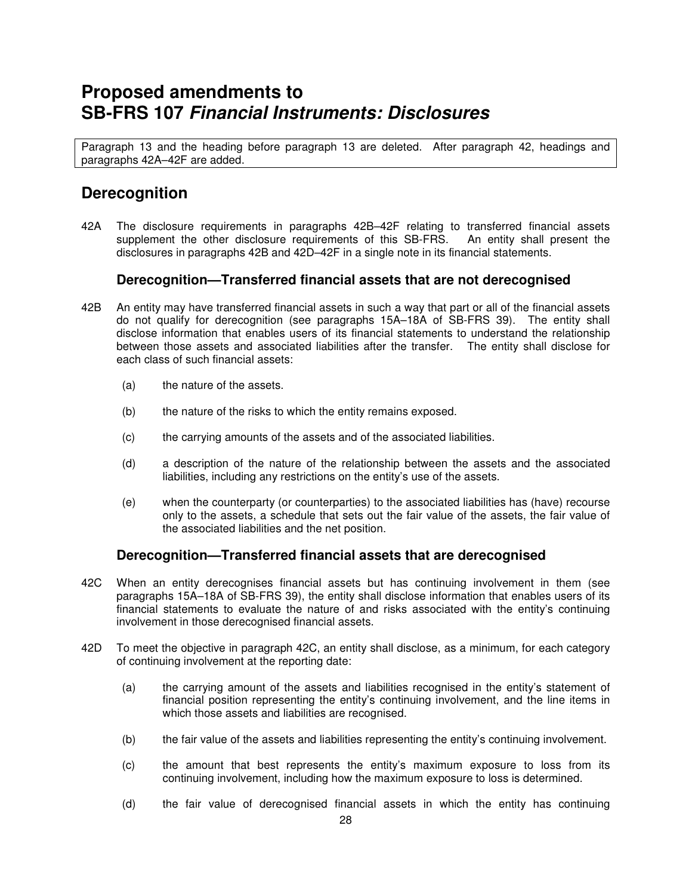# Proposed amendments to SB-FRS 107 *Financial Instruments: Disclosures*

Paragraph 13 and the heading before paragraph 13 are deleted. After paragraph 42, headings and paragraphs 42A–42F are added.

## Derecognition

42A The disclosure requirements in paragraphs 42B–42F relating to transferred financial assets supplement the other disclosure requirements of this SB-FRS. An entity shall present the disclosures in paragraphs 42B and 42D–42F in a single note in its financial statements.

### Derecognition—Transferred financial assets that are not derecognised

42B An entity may have transferred financial assets in such a way that part or all of the financial assets do not qualify for derecognition (see paragraphs 15A–18A of SB-FRS 39). The entity shall disclose information that enables users of its financial statements to understand the relationship between those assets and associated liabilities after the transfer. The entity shall disclose for each class of such financial assets:

(a) the nature of the assets.

(b) the nature of the risks to which the entity remains exposed.

(c) the carrying amounts of the assets and of the associated liabilities.

(d) a description of the nature of the relationship between the assets and the associated liabilities, including any restrictions on the entity's use of the assets.

(e) when the counterparty (or counterparties) to the associated liabilities has (have) recourse only to the assets, a schedule that sets out the fair value of the assets, the fair value of the associated liabilities and the net position.

### Derecognition—Transferred financial assets that are derecognised

42C When an entity derecognises financial assets but has continuing involvement in them (see paragraphs 15A–18A of SB-FRS 39), the entity shall disclose information that enables users of its financial statements to evaluate the nature of and risks associated with the entity's continuing involvement in those derecognised financial assets.

42D To meet the objective in paragraph 42C, an entity shall disclose, as a minimum, for each category of continuing involvement at the reporting date:

(a) the carrying amount of the assets and liabilities recognised in the entity's statement of financial position representing the entity's continuing involvement, and the line items in which those assets and liabilities are recognised.

(b) the fair value of the assets and liabilities representing the entity's continuing involvement.

(c) the amount that best represents the entity's maximum exposure to loss from its continuing involvement, including how the maximum exposure to loss is determined.

(d) the fair value of derecognised financial assets in which the entity has continuing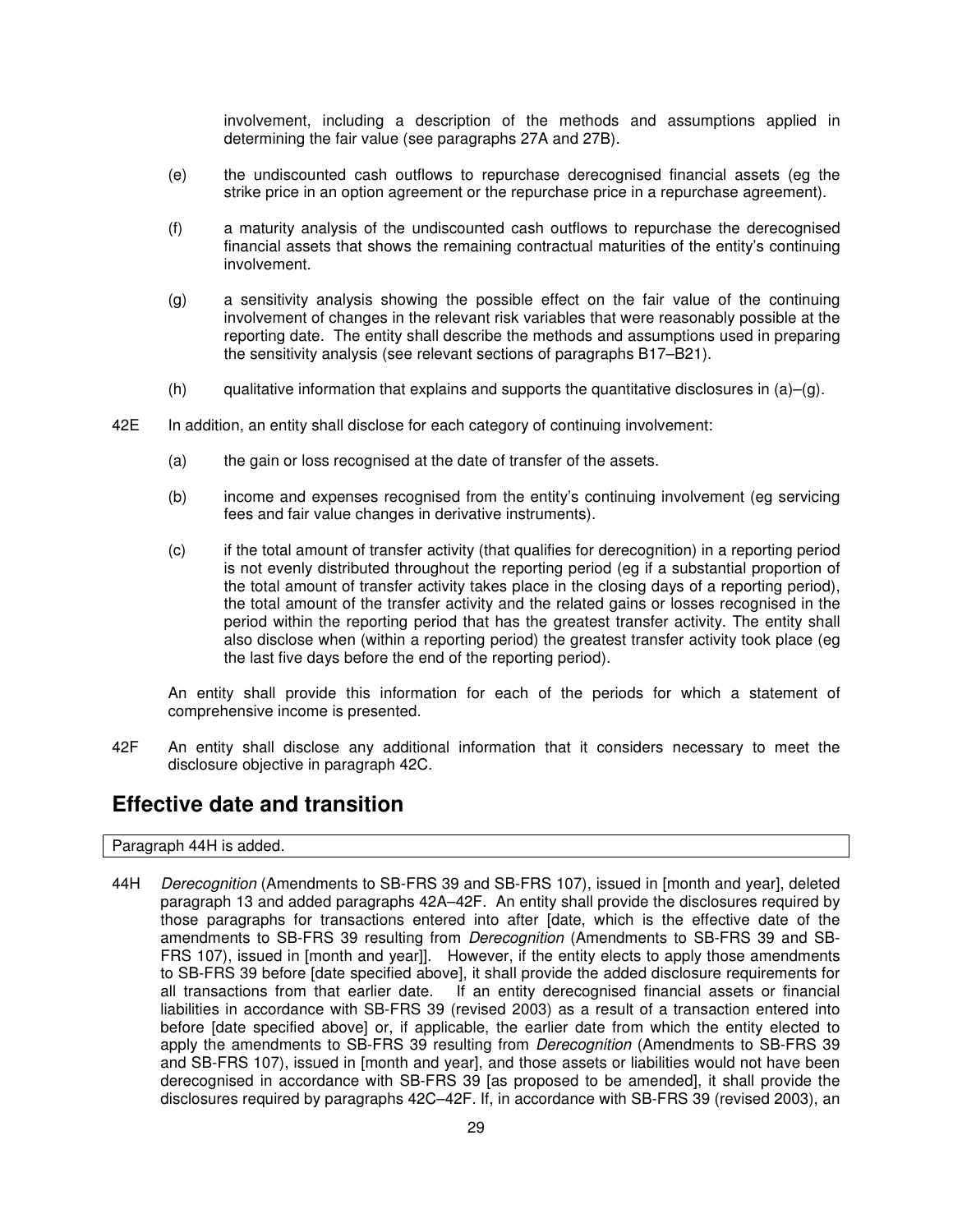involvement, including a description of the methods and assumptions applied in determining the fair value (see paragraphs 27A and 27B).

(e) the undiscounted cash outflows to repurchase derecognised financial assets (eg the strike price in an option agreement or the repurchase price in a repurchase agreement).

(f) a maturity analysis of the undiscounted cash outflows to repurchase the derecognised financial assets that shows the remaining contractual maturities of the entity's continuing involvement.

(g) a sensitivity analysis showing the possible effect on the fair value of the continuing involvement of changes in the relevant risk variables that were reasonably possible at the reporting date. The entity shall describe the methods and assumptions used in preparing the sensitivity analysis (see relevant sections of paragraphs B17–B21).

(h) qualitative information that explains and supports the quantitative disclosures in (a)–(g).

42E In addition, an entity shall disclose for each category of continuing involvement:

(a) the gain or loss recognised at the date of transfer of the assets.

(b) income and expenses recognised from the entity's continuing involvement (eg servicing fees and fair value changes in derivative instruments).

(c) if the total amount of transfer activity (that qualifies for derecognition) in a reporting period is not evenly distributed throughout the reporting period (eg if a substantial proportion of the total amount of transfer activity takes place in the closing days of a reporting period), the total amount of the transfer activity and the related gains or losses recognised in the period within the reporting period that has the greatest transfer activity. The entity shall also disclose when (within a reporting period) the greatest transfer activity took place (eg the last five days before the end of the reporting period).

An entity shall provide this information for each of the periods for which a statement of comprehensive income is presented.

42F An entity shall disclose any additional information that it considers necessary to meet the disclosure objective in paragraph 42C.

## Effective date and transition

Paragraph 44H is added.

44H *Derecognition* (Amendments to SB-FRS 39 and SB-FRS 107), issued in [month and year], deleted paragraph 13 and added paragraphs 42A–42F. An entity shall provide the disclosures required by those paragraphs for transactions entered into after [date, which is the effective date of the amendments to SB-FRS 39 resulting from *Derecognition* (Amendments to SB-FRS 39 and SB-FRS 107), issued in [month and year]]. However, if the entity elects to apply those amendments to SB-FRS 39 before [date specified above], it shall provide the added disclosure requirements for all transactions from that earlier date. If an entity derecognised financial assets or financial liabilities in accordance with SB-FRS 39 (revised 2003) as a result of a transaction entered into before [date specified above] or, if applicable, the earlier date from which the entity elected to apply the amendments to SB-FRS 39 resulting from *Derecognition* (Amendments to SB-FRS 39 and SB-FRS 107), issued in [month and year], and those assets or liabilities would not have been derecognised in accordance with SB-FRS 39 [as proposed to be amended], it shall provide the disclosures required by paragraphs 42C–42F. If, in accordance with SB-FRS 39 (revised 2003), an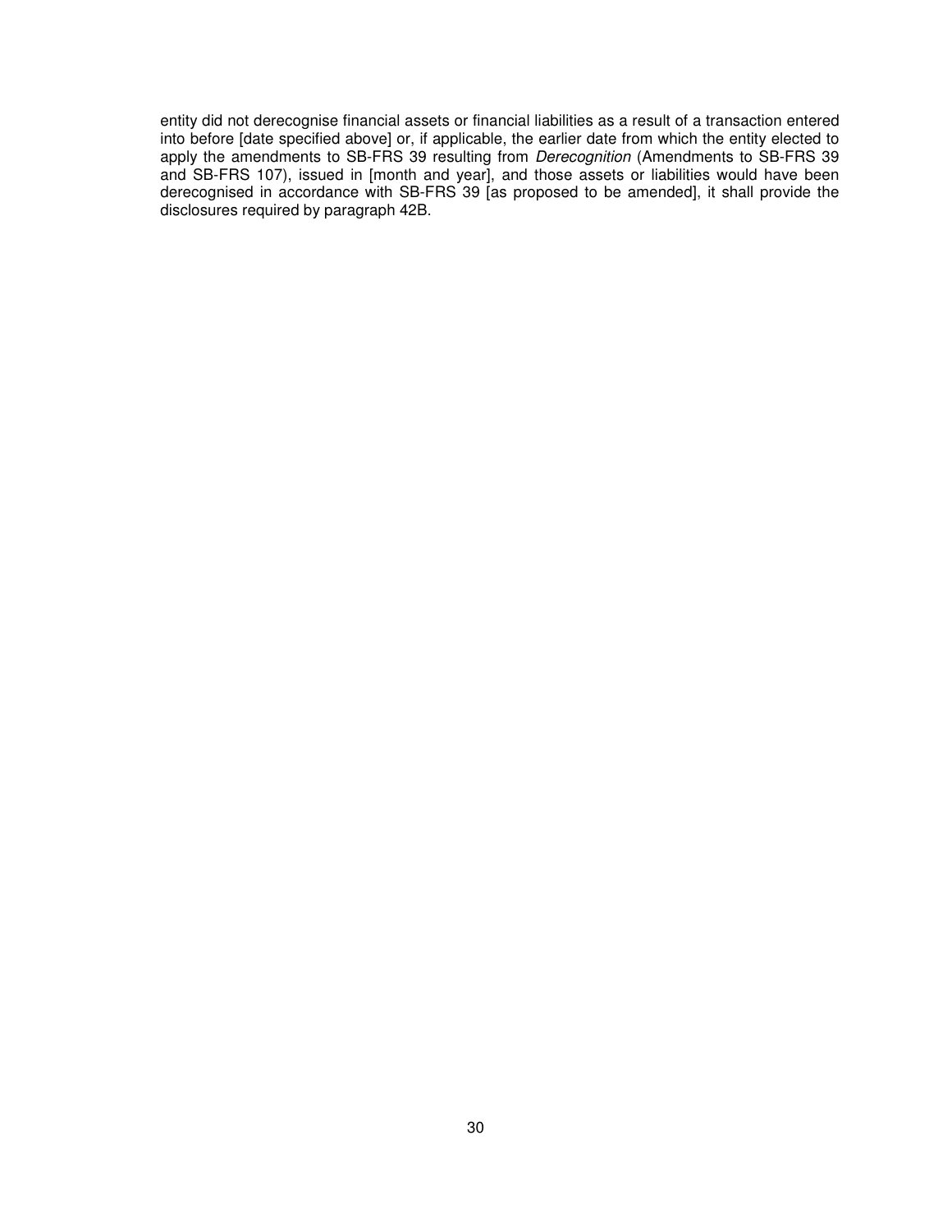entity did not derecognise financial assets or financial liabilities as a result of a transaction entered into before [date specified above] or, if applicable, the earlier date from which the entity elected to apply the amendments to SB-FRS 39 resulting from *Derecognition* (Amendments to SB-FRS 39 and SB-FRS 107), issued in [month and year], and those assets or liabilities would have been derecognised in accordance with SB-FRS 39 [as proposed to be amended], it shall provide the disclosures required by paragraph 42B.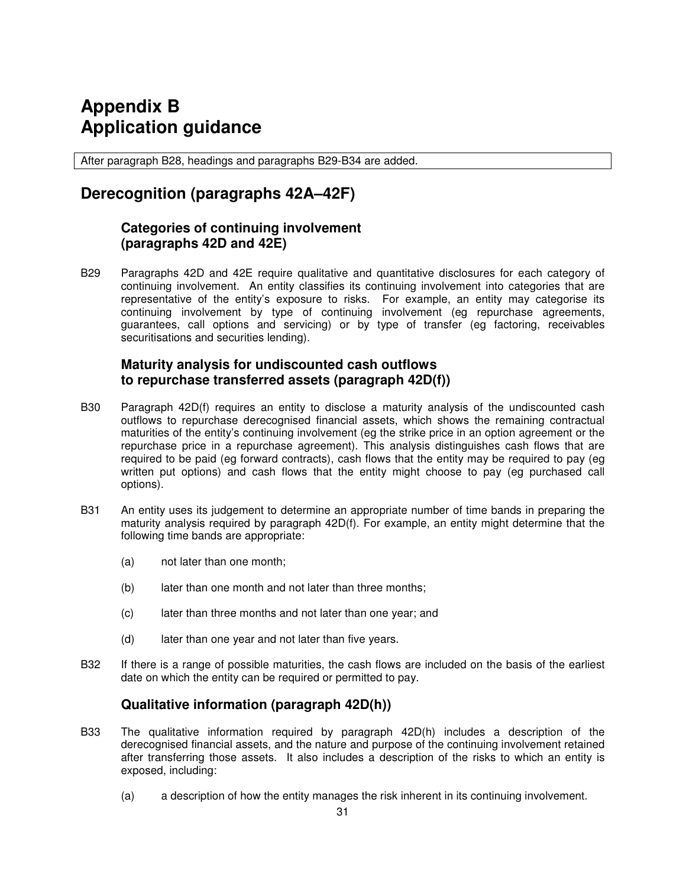# Appendix B
# Application guidance

After paragraph B28, headings and paragraphs B29-B34 are added.

## Derecognition (paragraphs 42A–42F)

### Categories of continuing involvement (paragraphs 42D and 42E)

B29 Paragraphs 42D and 42E require qualitative and quantitative disclosures for each category of continuing involvement. An entity classifies its continuing involvement into categories that are representative of the entity's exposure to risks. For example, an entity may categorise its continuing involvement by type of continuing involvement (eg repurchase agreements, guarantees, call options and servicing) or by type of transfer (eg factoring, receivables securitisations and securities lending).

### Maturity analysis for undiscounted cash outflows to repurchase transferred assets (paragraph 42D(f))

B30 Paragraph 42D(f) requires an entity to disclose a maturity analysis of the undiscounted cash outflows to repurchase derecognised financial assets, which shows the remaining contractual maturities of the entity's continuing involvement (eg the strike price in an option agreement or the repurchase price in a repurchase agreement). This analysis distinguishes cash flows that are required to be paid (eg forward contracts), cash flows that the entity may be required to pay (eg written put options) and cash flows that the entity might choose to pay (eg purchased call options).

B31 An entity uses its judgement to determine an appropriate number of time bands in preparing the maturity analysis required by paragraph 42D(f). For example, an entity might determine that the following time bands are appropriate:

(a) not later than one month;

(b) later than one month and not later than three months;

(c) later than three months and not later than one year; and

(d) later than one year and not later than five years.

B32 If there is a range of possible maturities, the cash flows are included on the basis of the earliest date on which the entity can be required or permitted to pay.

### Qualitative information (paragraph 42D(h))

B33 The qualitative information required by paragraph 42D(h) includes a description of the derecognised financial assets, and the nature and purpose of the continuing involvement retained after transferring those assets. It also includes a description of the risks to which an entity is exposed, including:

(a) a description of how the entity manages the risk inherent in its continuing involvement.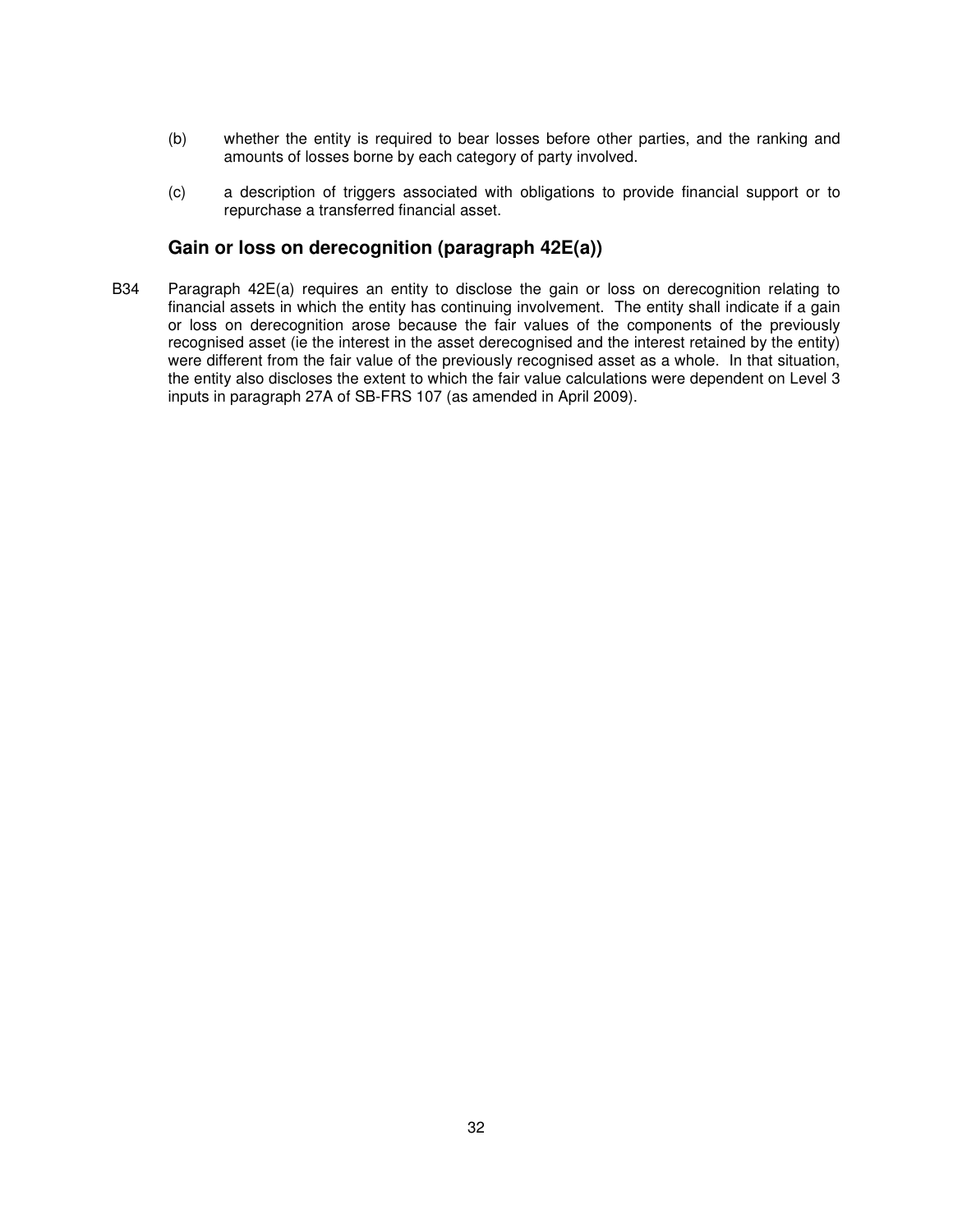(b) whether the entity is required to bear losses before other parties, and the ranking and amounts of losses borne by each category of party involved.

(c) a description of triggers associated with obligations to provide financial support or to repurchase a transferred financial asset.

## Gain or loss on derecognition (paragraph 42E(a))

B34 Paragraph 42E(a) requires an entity to disclose the gain or loss on derecognition relating to financial assets in which the entity has continuing involvement. The entity shall indicate if a gain or loss on derecognition arose because the fair values of the components of the previously recognised asset (ie the interest in the asset derecognised and the interest retained by the entity) were different from the fair value of the previously recognised asset as a whole. In that situation, the entity also discloses the extent to which the fair value calculations were dependent on Level 3 inputs in paragraph 27A of SB-FRS 107 (as amended in April 2009).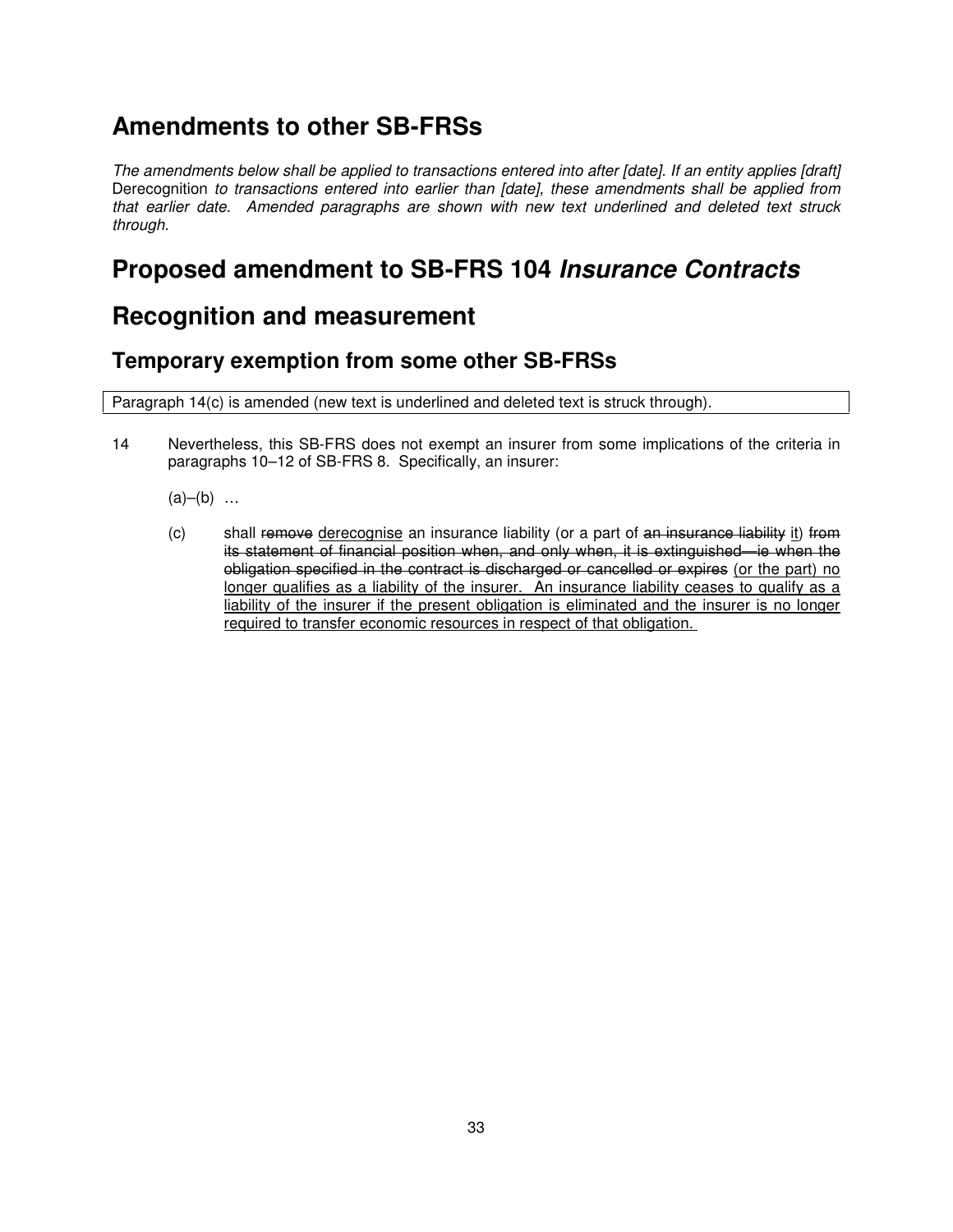# Amendments to other SB-FRSs

*The amendments below shall be applied to transactions entered into after [date]. If an entity applies [draft]* Derecognition *to transactions entered into earlier than [date], these amendments shall be applied from that earlier date. Amended paragraphs are shown with new text underlined and deleted text struck through.*

# Proposed amendment to SB-FRS 104 *Insurance Contracts*

# Recognition and measurement

## Temporary exemption from some other SB-FRSs

Paragraph 14(c) is amended (new text is underlined and deleted text is struck through).

14 Nevertheless, this SB-FRS does not exempt an insurer from some implications of the criteria in paragraphs 10–12 of SB-FRS 8. Specifically, an insurer:

(a)–(b) …

(c) shall ~~remove~~ <u>derecognise</u> an insurance liability (or a part of ~~an insurance liability~~ <u>it</u>) ~~from its statement of financial position when, and only when, it is extinguished—ie when the obligation specified in the contract is discharged or cancelled or expires~~ <u>(or the part) no longer qualifies as a liability of the insurer. An insurance liability ceases to qualify as a liability of the insurer if the present obligation is eliminated and the insurer is no longer required to transfer economic resources in respect of that obligation.</u>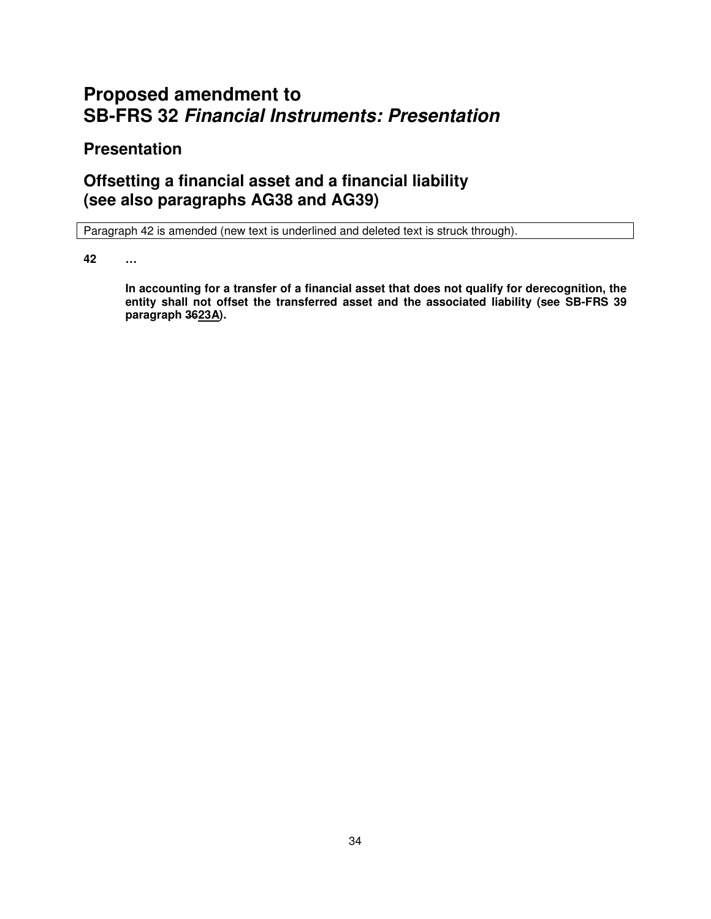# Proposed amendment to SB-FRS 32 *Financial Instruments: Presentation*

## Presentation

## Offsetting a financial asset and a financial liability (see also paragraphs AG38 and AG39)

Paragraph 42 is amended (new text is underlined and deleted text is struck through).

**42 …**

**In accounting for a transfer of a financial asset that does not qualify for derecognition, the entity shall not offset the transferred asset and the associated liability (see SB-FRS 39 paragraph ~~36~~<u>23A</u>).**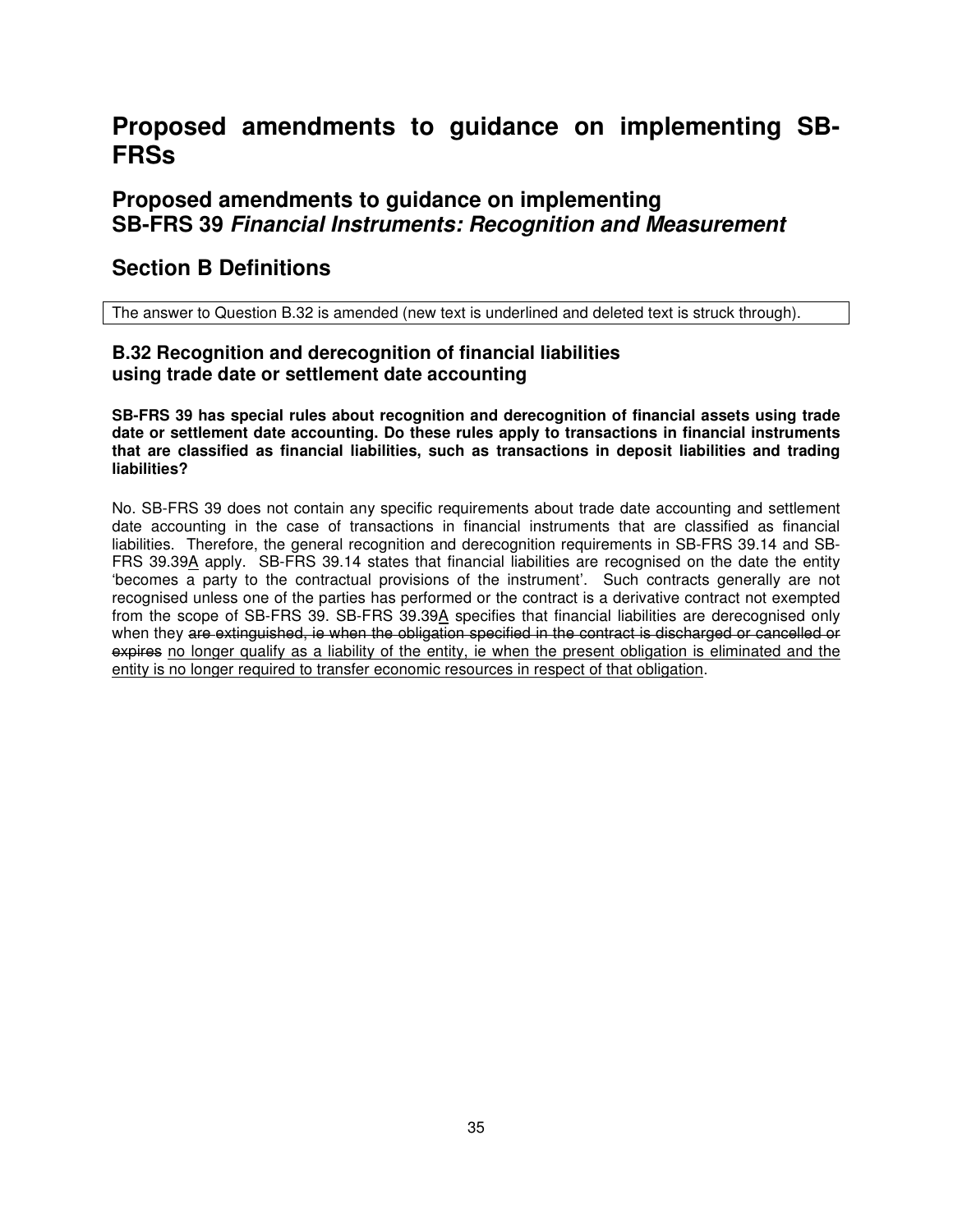# Proposed amendments to guidance on implementing SB-FRSs

## Proposed amendments to guidance on implementing SB-FRS 39 *Financial Instruments: Recognition and Measurement*

## Section B Definitions

The answer to Question B.32 is amended (new text is underlined and deleted text is struck through).

### B.32 Recognition and derecognition of financial liabilities using trade date or settlement date accounting

**SB-FRS 39 has special rules about recognition and derecognition of financial assets using trade date or settlement date accounting. Do these rules apply to transactions in financial instruments that are classified as financial liabilities, such as transactions in deposit liabilities and trading liabilities?**

No. SB-FRS 39 does not contain any specific requirements about trade date accounting and settlement date accounting in the case of transactions in financial instruments that are classified as financial liabilities. Therefore, the general recognition and derecognition requirements in SB-FRS 39.14 and SB-FRS 39.39<u>A</u> apply. SB-FRS 39.14 states that financial liabilities are recognised on the date the entity 'becomes a party to the contractual provisions of the instrument'. Such contracts generally are not recognised unless one of the parties has performed or the contract is a derivative contract not exempted from the scope of SB-FRS 39. SB-FRS 39.39<u>A</u> specifies that financial liabilities are derecognised only when they ~~are extinguished, ie when the obligation specified in the contract is discharged or cancelled or expires~~ <u>no longer qualify as a liability of the entity, ie when the present obligation is eliminated and the entity is no longer required to transfer economic resources in respect of that obligation</u>.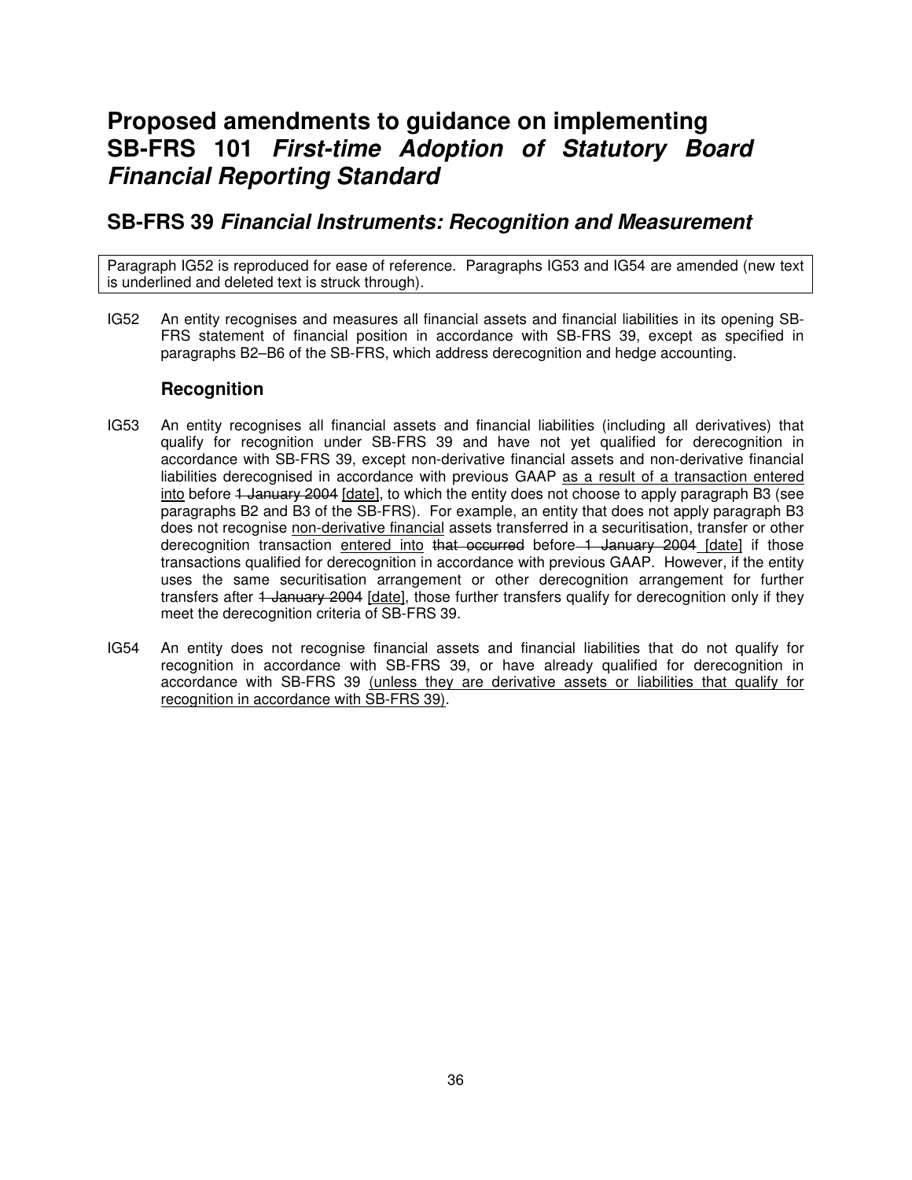# Proposed amendments to guidance on implementing SB-FRS 101 *First-time Adoption of Statutory Board Financial Reporting Standard*

## SB-FRS 39 *Financial Instruments: Recognition and Measurement*

Paragraph IG52 is reproduced for ease of reference. Paragraphs IG53 and IG54 are amended (new text is underlined and deleted text is struck through).

IG52 An entity recognises and measures all financial assets and financial liabilities in its opening SB-FRS statement of financial position in accordance with SB-FRS 39, except as specified in paragraphs B2–B6 of the SB-FRS, which address derecognition and hedge accounting.

### Recognition

IG53 An entity recognises all financial assets and financial liabilities (including all derivatives) that qualify for recognition under SB-FRS 39 and have not yet qualified for derecognition in accordance with SB-FRS 39, except non-derivative financial assets and non-derivative financial liabilities derecognised in accordance with previous GAAP <u>as a result of a transaction entered into</u> before ~~1 January 2004~~ <u>[date]</u>, to which the entity does not choose to apply paragraph B3 (see paragraphs B2 and B3 of the SB-FRS). For example, an entity that does not apply paragraph B3 does not recognise <u>non-derivative financial</u> assets transferred in a securitisation, transfer or other derecognition transaction <u>entered into</u> ~~that occurred~~ before ~~1 January 2004~~ <u>[date]</u> if those transactions qualified for derecognition in accordance with previous GAAP. However, if the entity uses the same securitisation arrangement or other derecognition arrangement for further transfers after ~~1 January 2004~~ <u>[date]</u>, those further transfers qualify for derecognition only if they meet the derecognition criteria of SB-FRS 39.

IG54 An entity does not recognise financial assets and financial liabilities that do not qualify for recognition in accordance with SB-FRS 39, or have already qualified for derecognition in accordance with SB-FRS 39 <u>(unless they are derivative assets or liabilities that qualify for recognition in accordance with SB-FRS 39)</u>.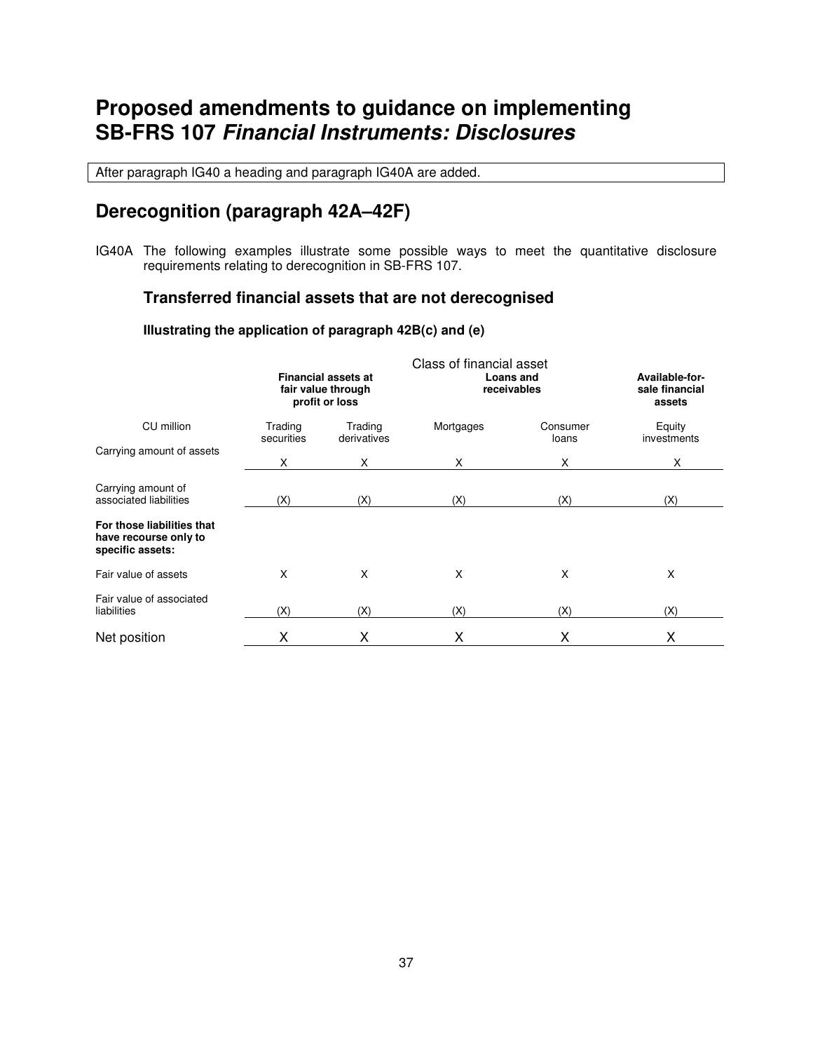# Proposed amendments to guidance on implementing SB-FRS 107 *Financial Instruments: Disclosures*

After paragraph IG40 a heading and paragraph IG40A are added.

## Derecognition (paragraph 42A–42F)

IG40A The following examples illustrate some possible ways to meet the quantitative disclosure requirements relating to derecognition in SB-FRS 107.

### Transferred financial assets that are not derecognised

#### Illustrating the application of paragraph 42B(c) and (e)

| | Class of financial asset | | | | |
|---|---|---|---|---|---|
| | **Financial assets at fair value through profit or loss** | | **Loans and receivables** | | **Available-for-sale financial assets** |
| CU million | Trading securities | Trading derivatives | Mortgages | Consumer loans | Equity investments |
| Carrying amount of assets | X | X | X | X | X |
| Carrying amount of associated liabilities | (X) | (X) | (X) | (X) | (X) |
| **For those liabilities that have recourse only to specific assets:** | | | | | |
| Fair value of assets | X | X | X | X | X |
| Fair value of associated liabilities | (X) | (X) | (X) | (X) | (X) |
| Net position | X | X | X | X | X |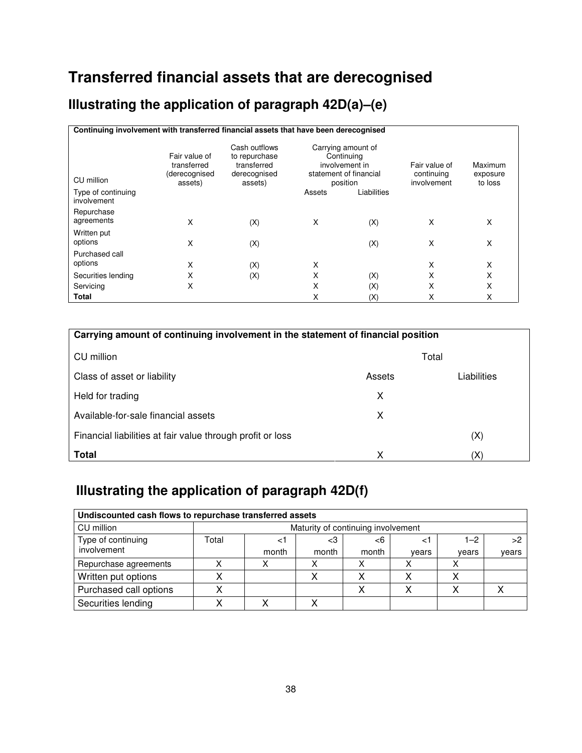# Transferred financial assets that are derecognised

## Illustrating the application of paragraph 42D(a)–(e)

| Continuing involvement with transferred financial assets that have been derecognised | | | | | | |
|---|---|---|---|---|---|---|
| CU million | Fair value of transferred (derecognised assets) | Cash outflows to repurchase transferred derecognised assets) | Carrying amount of Continuing involvement in statement of financial position | | Fair value of continuing involvement | Maximum exposure to loss |
| Type of continuing involvement | | | Assets | Liabilities | | |
| Repurchase agreements | X | (X) | X | (X) | X | X |
| Written put options | X | (X) | | (X) | X | X |
| Purchased call options | X | (X) | X | | X | X |
| Securities lending | X | (X) | X | (X) | X | X |
| Servicing | X | | X | (X) | X | X |
| **Total** | | | X | (X) | X | X |

| Carrying amount of continuing involvement in the statement of financial position | | |
|---|---|---|
| CU million | Total | |
| Class of asset or liability | Assets | Liabilities |
| Held for trading | X | |
| Available-for-sale financial assets | X | |
| Financial liabilities at fair value through profit or loss | | (X) |
| **Total** | X | (X) |

## Illustrating the application of paragraph 42D(f)

| Undiscounted cash flows to repurchase transferred assets | | | | | | | |
|---|---|---|---|---|---|---|---|
| CU million | Maturity of continuing involvement | | | | | | |
| Type of continuing involvement | Total | <1 month | <3 month | <6 month | <1 years | 1–2 years | >2 years |
| Repurchase agreements | X | X | X | X | X | X | |
| Written put options | X | | X | X | X | X | |
| Purchased call options | X | | | X | X | X | X |
| Securities lending | X | X | X | | | | |